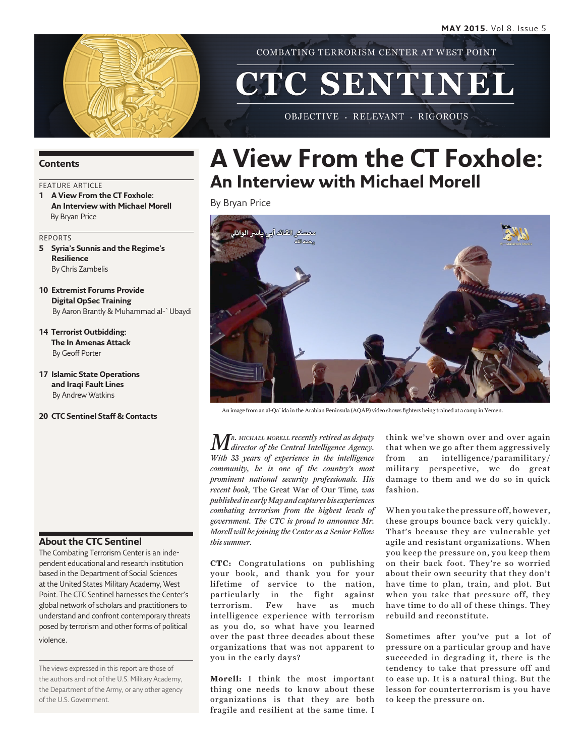COMBATING TERRORISM CENTER AT WEST POINT

# CTC SENTINEL

OBJECTIVE · RELEVANT · RIGOROUS

## Contents

FEATURE ARTICLE

**1 A View From the CT Foxhole: An Interview with Michael Morell**
By Bryan Price

REPORTS

**5 Syria's Sunnis and the Regime's Resilience**
By Chris Zambelis

**10 Extremist Forums Provide Digital OpSec Training**
By Aaron Brantly & Muhammad al-`Ubaydi

**14 Terrorist Outbidding: The In Amenas Attack**
By Geoff Porter

**17 Islamic State Operations and Iraqi Fault Lines**
By Andrew Watkins

**20 CTC Sentinel Staff & Contacts**

## About the CTC Sentinel

The Combating Terrorism Center is an independent educational and research institution based in the Department of Social Sciences at the United States Military Academy, West Point. The CTC Sentinel harnesses the Center's global network of scholars and practitioners to understand and confront contemporary threats posed by terrorism and other forms of political violence.

The views expressed in this report are those of the authors and not of the U.S. Military Academy, the Department of the Army, or any other agency of the U.S. Government.

# A View From the CT Foxhole: An Interview with Michael Morell

By Bryan Price

An image from an al-Qa`ida in the Arabian Peninsula (AQAP) video shows fighters being trained at a camp in Yemen.

*Mr. Michael Morell recently retired as deputy director of the Central Intelligence Agency. With 33 years of experience in the intelligence community, he is one of the country's most prominent national security professionals. His recent book,* The Great War of Our Time*, was published in early May and captures his experiences combating terrorism from the highest levels of government. The CTC is proud to announce Mr. Morell will be joining the Center as a Senior Fellow this summer.*

**CTC:** Congratulations on publishing your book, and thank you for your lifetime of service to the nation, particularly in the fight against terrorism. Few have as much intelligence experience with terrorism as you do, so what have you learned over the past three decades about these organizations that was not apparent to you in the early days?

**Morell:** I think the most important thing one needs to know about these organizations is that they are both fragile and resilient at the same time. I think we've shown over and over again that when we go after them aggressively from an intelligence/paramilitary/military perspective, we do great damage to them and we do so in quick fashion.

When you take the pressure off, however, these groups bounce back very quickly. That's because they are vulnerable yet agile and resistant organizations. When you keep the pressure on, you keep them on their back foot. They're so worried about their own security that they don't have time to plan, train, and plot. But when you take that pressure off, they have time to do all of these things. They rebuild and reconstitute.

Sometimes after you've put a lot of pressure on a particular group and have succeeded in degrading it, there is the tendency to take that pressure off and to ease up. It is a natural thing. But the lesson for counterterrorism is you have to keep the pressure on.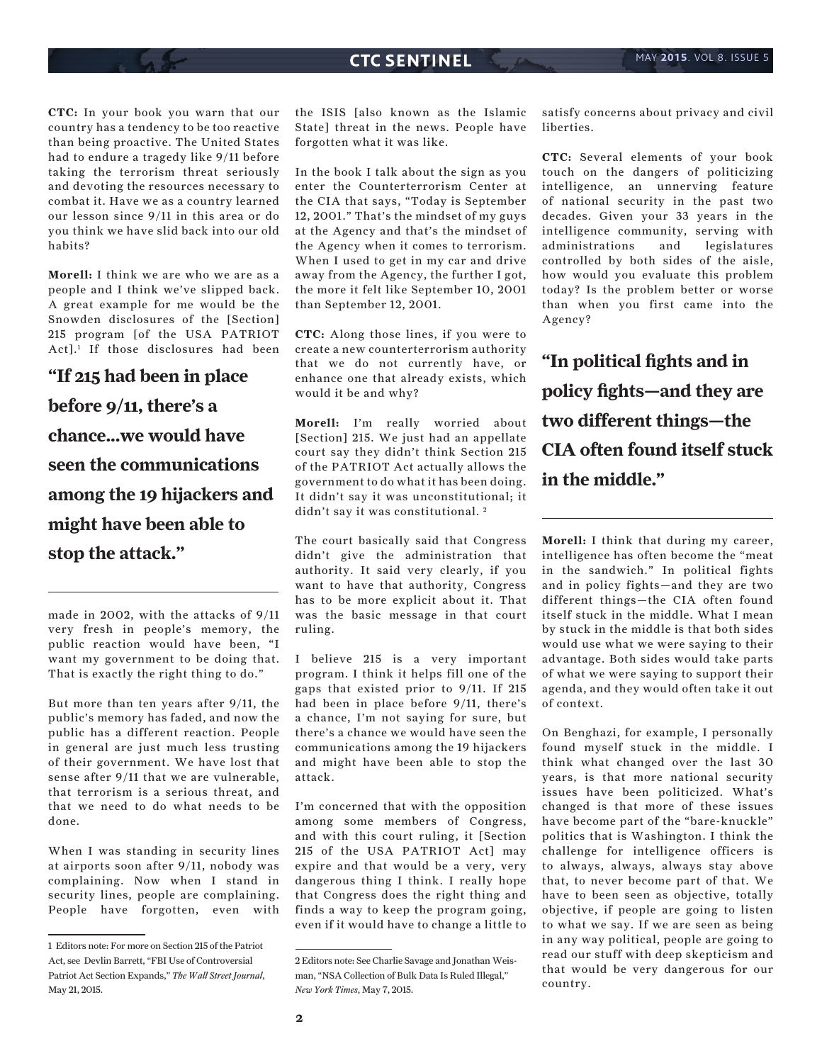**CTC:** In your book you warn that our country has a tendency to be too reactive than being proactive. The United States had to endure a tragedy like 9/11 before taking the terrorism threat seriously and devoting the resources necessary to combat it. Have we as a country learned our lesson since 9/11 in this area or do you think we have slid back into our old habits?

**Morell:** I think we are who we are as a people and I think we've slipped back. A great example for me would be the Snowden disclosures of the [Section] 215 program [of the USA PATRIOT Act].[1] If those disclosures had been made in 2002, with the attacks of 9/11 very fresh in people's memory, the public reaction would have been, "I want my government to be doing that. That is exactly the right thing to do."

**"If 215 had been in place before 9/11, there's a chance...we would have seen the communications among the 19 hijackers and might have been able to stop the attack."**

But more than ten years after 9/11, the public's memory has faded, and now the public has a different reaction. People in general are just much less trusting of their government. We have lost that sense after 9/11 that we are vulnerable, that terrorism is a serious threat, and that we need to do what needs to be done.

When I was standing in security lines at airports soon after 9/11, nobody was complaining. Now when I stand in security lines, people are complaining. People have forgotten, even with the ISIS [also known as the Islamic State] threat in the news. People have forgotten what it was like.

In the book I talk about the sign as you enter the Counterterrorism Center at the CIA that says, "Today is September 12, 2001." That's the mindset of my guys at the Agency and that's the mindset of the Agency when it comes to terrorism. When I used to get in my car and drive away from the Agency, the further I got, the more it felt like September 10, 2001 than September 12, 2001.

**CTC:** Along those lines, if you were to create a new counterterrorism authority that we do not currently have, or enhance one that already exists, which would it be and why?

**Morell:** I'm really worried about [Section] 215. We just had an appellate court say they didn't think Section 215 of the PATRIOT Act actually allows the government to do what it has been doing. It didn't say it was unconstitutional; it didn't say it was constitutional.[2]

The court basically said that Congress didn't give the administration that authority. It said very clearly, if you want to have that authority, Congress has to be more explicit about it. That was the basic message in that court ruling.

I believe 215 is a very important program. I think it helps fill one of the gaps that existed prior to 9/11. If 215 had been in place before 9/11, there's a chance, I'm not saying for sure, but there's a chance we would have seen the communications among the 19 hijackers and might have been able to stop the attack.

I'm concerned that with the opposition among some members of Congress, and with this court ruling, it [Section 215 of the USA PATRIOT Act] may expire and that would be a very, very dangerous thing I think. I really hope that Congress does the right thing and finds a way to keep the program going, even if it would have to change a little to satisfy concerns about privacy and civil liberties.

**CTC:** Several elements of your book touch on the dangers of politicizing intelligence, an unnerving feature of national security in the past two decades. Given your 33 years in the intelligence community, serving with administrations and legislatures controlled by both sides of the aisle, how would you evaluate this problem today? Is the problem better or worse than when you first came into the Agency?

**"In political fights and in policy fights—and they are two different things—the CIA often found itself stuck in the middle."**

**Morell:** I think that during my career, intelligence has often become the "meat in the sandwich." In political fights and in policy fights—and they are two different things—the CIA often found itself stuck in the middle. What I mean by stuck in the middle is that both sides would use what we were saying to their advantage. Both sides would take parts of what we were saying to support their agenda, and they would often take it out of context.

On Benghazi, for example, I personally found myself stuck in the middle. I think what changed over the last 30 years, is that more national security issues have been politicized. What's changed is that more of these issues have become part of the "bare-knuckle" politics that is Washington. I think the challenge for intelligence officers is to always, always, always stay above that, to never become part of that. We have to been seen as objective, totally objective, if people are going to listen to what we say. If we are seen as being in any way political, people are going to read our stuff with deep skepticism and that would be very dangerous for our country.

---

1 Editors note: For more on Section 215 of the Patriot Act, see Devlin Barrett, "FBI Use of Controversial Patriot Act Section Expands," *The Wall Street Journal*, May 21, 2015.

2 Editors note: See Charlie Savage and Jonathan Weisman, "NSA Collection of Bulk Data Is Ruled Illegal," *New York Times*, May 7, 2015.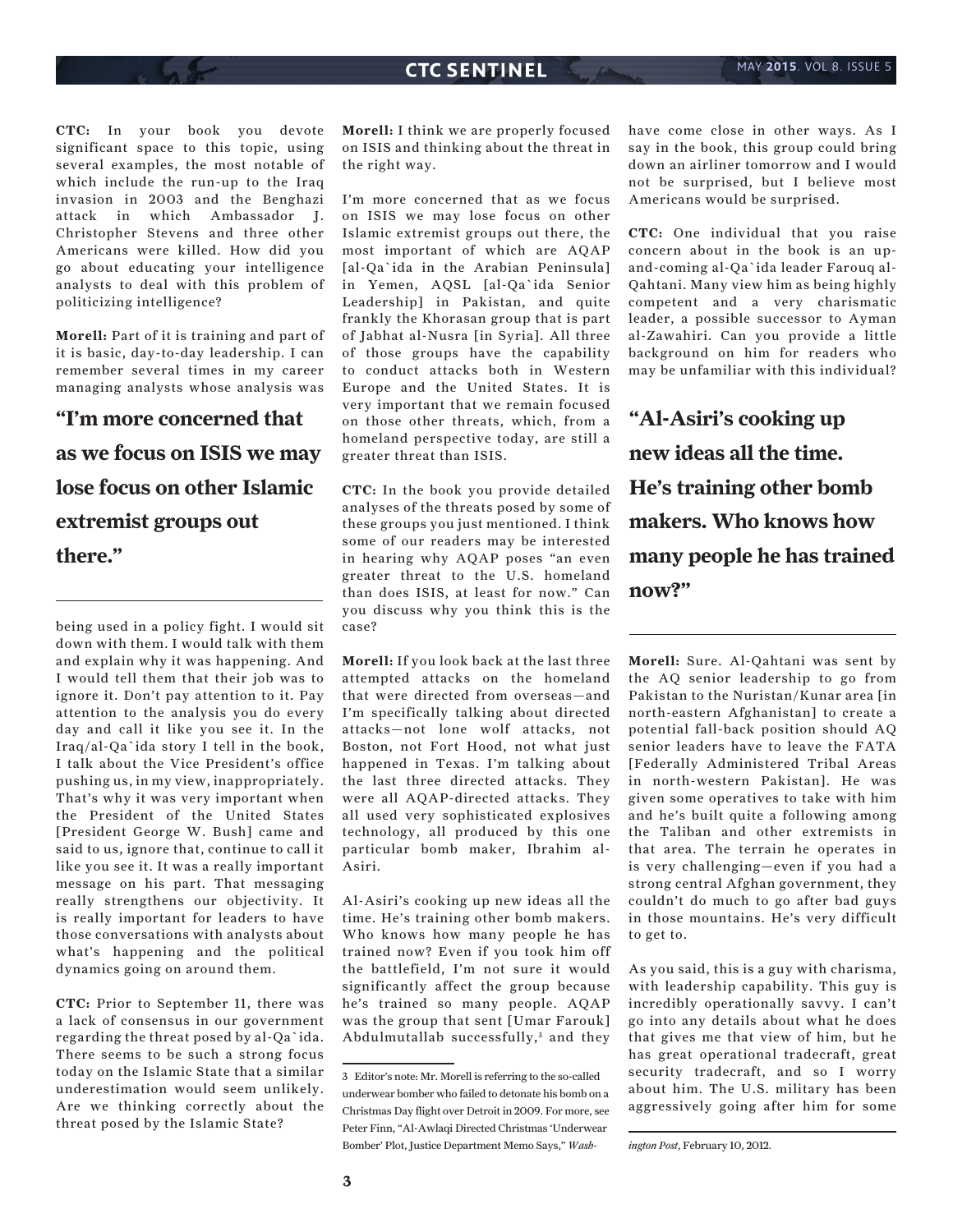**CTC:** In your book you devote significant space to this topic, using several examples, the most notable of which include the run-up to the Iraq invasion in 2003 and the Benghazi attack in which Ambassador J. Christopher Stevens and three other Americans were killed. How did you go about educating your intelligence analysts to deal with this problem of politicizing intelligence?

**Morell:** Part of it is training and part of it is basic, day-to-day leadership. I can remember several times in my career managing analysts whose analysis was being used in a policy fight. I would sit down with them. I would talk with them and explain why it was happening. And I would tell them that their job was to ignore it. Don't pay attention to it. Pay attention to the analysis you do every day and call it like you see it. In the Iraq/al-Qa`ida story I tell in the book, I talk about the Vice President's office pushing us, in my view, inappropriately. That's why it was very important when the President of the United States [President George W. Bush] came and said to us, ignore that, continue to call it like you see it. It was a really important message on his part. That messaging really strengthens our objectivity. It is really important for leaders to have those conversations with analysts about what's happening and the political dynamics going on around them.

**"I'm more concerned that as we focus on ISIS we may lose focus on other Islamic extremist groups out there."**

**CTC:** Prior to September 11, there was a lack of consensus in our government regarding the threat posed by al-Qa`ida. There seems to be such a strong focus today on the Islamic State that a similar underestimation would seem unlikely. Are we thinking correctly about the threat posed by the Islamic State?

**Morell:** I think we are properly focused on ISIS and thinking about the threat in the right way.

I'm more concerned that as we focus on ISIS we may lose focus on other Islamic extremist groups out there, the most important of which are AQAP [al-Qa`ida in the Arabian Peninsula] in Yemen, AQSL [al-Qa`ida Senior Leadership] in Pakistan, and quite frankly the Khorasan group that is part of Jabhat al-Nusra [in Syria]. All three of those groups have the capability to conduct attacks both in Western Europe and the United States. It is very important that we remain focused on those other threats, which, from a homeland perspective today, are still a greater threat than ISIS.

**CTC:** In the book you provide detailed analyses of the threats posed by some of these groups you just mentioned. I think some of our readers may be interested in hearing why AQAP poses "an even greater threat to the U.S. homeland than does ISIS, at least for now." Can you discuss why you think this is the case?

**Morell:** If you look back at the last three attempted attacks on the homeland that were directed from overseas—and I'm specifically talking about directed attacks—not lone wolf attacks, not Boston, not Fort Hood, not what just happened in Texas. I'm talking about the last three directed attacks. They were all AQAP-directed attacks. They all used very sophisticated explosives technology, all produced by this one particular bomb maker, Ibrahim al-Asiri.

Al-Asiri's cooking up new ideas all the time. He's training other bomb makers. Who knows how many people he has trained now? Even if you took him off the battlefield, I'm not sure it would significantly affect the group because he's trained so many people. AQAP was the group that sent [Umar Farouk] Abdulmutallab successfully,[3] and they have come close in other ways. As I say in the book, this group could bring down an airliner tomorrow and I would not be surprised, but I believe most Americans would be surprised.

**"Al-Asiri's cooking up new ideas all the time. He's training other bomb makers. Who knows how many people he has trained now?"**

**CTC:** One individual that you raise concern about in the book is an up-and-coming al-Qa`ida leader Farouq al-Qahtani. Many view him as being highly competent and a very charismatic leader, a possible successor to Ayman al-Zawahiri. Can you provide a little background on him for readers who may be unfamiliar with this individual?

**Morell:** Sure. Al-Qahtani was sent by the AQ senior leadership to go from Pakistan to the Nuristan/Kunar area [in north-eastern Afghanistan] to create a potential fall-back position should AQ senior leaders have to leave the FATA [Federally Administered Tribal Areas in north-western Pakistan]. He was given some operatives to take with him and he's built quite a following among the Taliban and other extremists in that area. The terrain he operates in is very challenging—even if you had a strong central Afghan government, they couldn't do much to go after bad guys in those mountains. He's very difficult to get to.

As you said, this is a guy with charisma, with leadership capability. This guy is incredibly operationally savvy. I can't go into any details about what he does that gives me that view of him, but he has great operational tradecraft, great security tradecraft, and so I worry about him. The U.S. military has been aggressively going after him for some

---

3 Editor's note: Mr. Morell is referring to the so-called underwear bomber who failed to detonate his bomb on a Christmas Day flight over Detroit in 2009. For more, see Peter Finn, "Al-Awlaqi Directed Christmas 'Underwear Bomber' Plot, Justice Department Memo Says," *Washington Post*, February 10, 2012.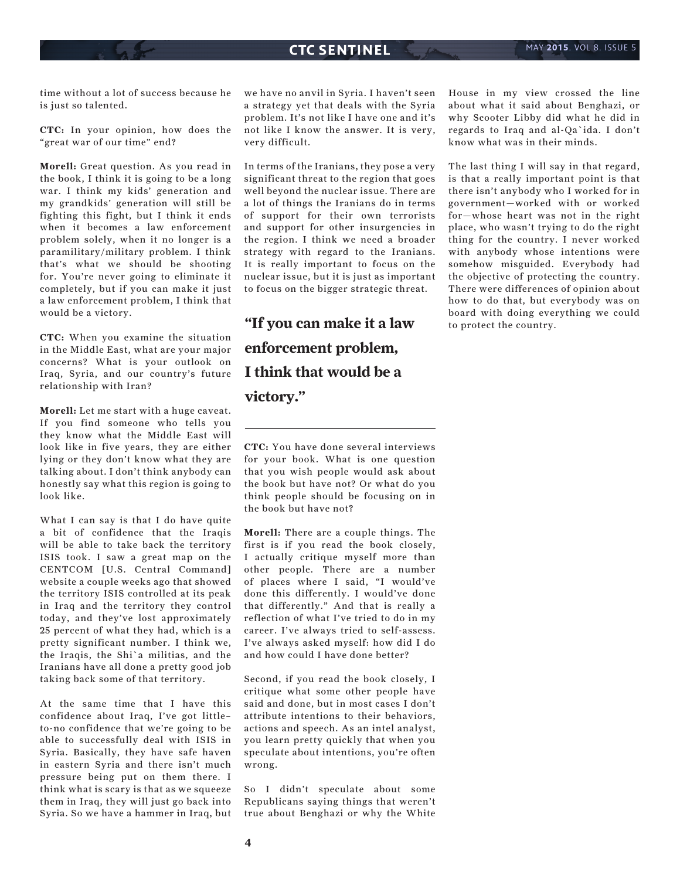time without a lot of success because he is just so talented.

**CTC:** In your opinion, how does the "great war of our time" end?

**Morell:** Great question. As you read in the book, I think it is going to be a long war. I think my kids' generation and my grandkids' generation will still be fighting this fight, but I think it ends when it becomes a law enforcement problem solely, when it no longer is a paramilitary/military problem. I think that's what we should be shooting for. You're never going to eliminate it completely, but if you can make it just a law enforcement problem, I think that would be a victory.

**CTC:** When you examine the situation in the Middle East, what are your major concerns? What is your outlook on Iraq, Syria, and our country's future relationship with Iran?

**Morell:** Let me start with a huge caveat. If you find someone who tells you they know what the Middle East will look like in five years, they are either lying or they don't know what they are talking about. I don't think anybody can honestly say what this region is going to look like.

What I can say is that I do have quite a bit of confidence that the Iraqis will be able to take back the territory ISIS took. I saw a great map on the CENTCOM [U.S. Central Command] website a couple weeks ago that showed the territory ISIS controlled at its peak in Iraq and the territory they control today, and they've lost approximately 25 percent of what they had, which is a pretty significant number. I think we, the Iraqis, the Shi`a militias, and the Iranians have all done a pretty good job taking back some of that territory.

At the same time that I have this confidence about Iraq, I've got little-to-no confidence that we're going to be able to successfully deal with ISIS in Syria. Basically, they have safe haven in eastern Syria and there isn't much pressure being put on them there. I think what is scary is that as we squeeze them in Iraq, they will just go back into Syria. So we have a hammer in Iraq, but we have no anvil in Syria. I haven't seen a strategy yet that deals with the Syria problem. It's not like I have one and it's not like I know the answer. It is very, very difficult.

In terms of the Iranians, they pose a very significant threat to the region that goes well beyond the nuclear issue. There are a lot of things the Iranians do in terms of support for their own terrorists and support for other insurgencies in the region. I think we need a broader strategy with regard to the Iranians. It is really important to focus on the nuclear issue, but it is just as important to focus on the bigger strategic threat.

> **"If you can make it a law enforcement problem, I think that would be a victory."**

**CTC:** You have done several interviews for your book. What is one question that you wish people would ask about the book but have not? Or what do you think people should be focusing on in the book but have not?

**Morell:** There are a couple things. The first is if you read the book closely, I actually critique myself more than other people. There are a number of places where I said, "I would've done this differently. I would've done that differently." And that is really a reflection of what I've tried to do in my career. I've always tried to self-assess. I've always asked myself: how did I do and how could I have done better?

Second, if you read the book closely, I critique what some other people have said and done, but in most cases I don't attribute intentions to their behaviors, actions and speech. As an intel analyst, you learn pretty quickly that when you speculate about intentions, you're often wrong.

So I didn't speculate about some Republicans saying things that weren't true about Benghazi or why the White House in my view crossed the line about what it said about Benghazi, or why Scooter Libby did what he did in regards to Iraq and al-Qa`ida. I don't know what was in their minds.

The last thing I will say in that regard, is that a really important point is that there isn't anybody who I worked for in government—worked with or worked for—whose heart was not in the right place, who wasn't trying to do the right thing for the country. I never worked with anybody whose intentions were somehow misguided. Everybody had the objective of protecting the country. There were differences of opinion about how to do that, but everybody was on board with doing everything we could to protect the country.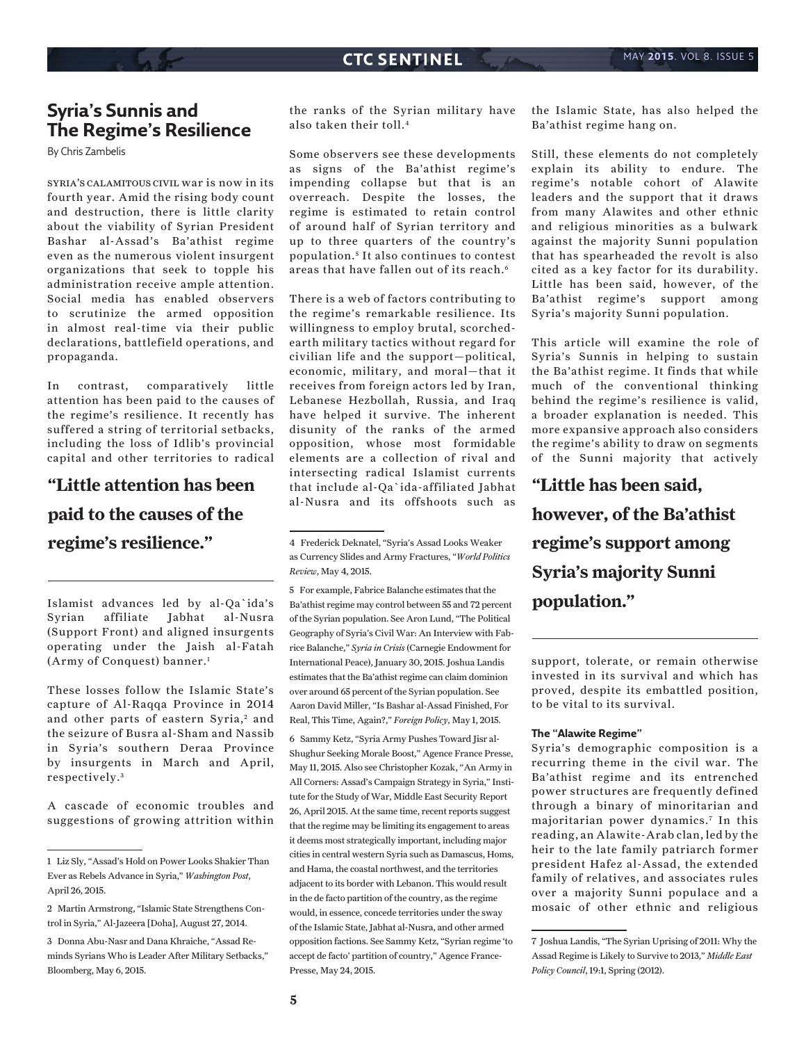# Syria's Sunnis and The Regime's Resilience

By Chris Zambelis

SYRIA'S CALAMITOUS CIVIL war is now in its fourth year. Amid the rising body count and destruction, there is little clarity about the viability of Syrian President Bashar al-Assad's Ba'athist regime even as the numerous violent insurgent organizations that seek to topple his administration receive ample attention. Social media has enabled observers to scrutinize the armed opposition in almost real-time via their public declarations, battlefield operations, and propaganda.

In contrast, comparatively little attention has been paid to the causes of the regime's resilience. It recently has suffered a string of territorial setbacks, including the loss of Idlib's provincial capital and other territories to radical Islamist advances led by al-Qa`ida's Syrian affiliate Jabhat al-Nusra (Support Front) and aligned insurgents operating under the Jaish al-Fatah (Army of Conquest) banner.[1]

> **"Little attention has been paid to the causes of the regime's resilience."**

These losses follow the Islamic State's capture of Al-Raqqa Province in 2014 and other parts of eastern Syria,[2] and the seizure of Busra al-Sham and Nassib in Syria's southern Deraa Province by insurgents in March and April, respectively.[3]

A cascade of economic troubles and suggestions of growing attrition within the ranks of the Syrian military have also taken their toll.[4]

Some observers see these developments as signs of the Ba'athist regime's impending collapse but that is an overreach. Despite the losses, the regime is estimated to retain control of around half of Syrian territory and up to three quarters of the country's population.[5] It also continues to contest areas that have fallen out of its reach.[6]

There is a web of factors contributing to the regime's remarkable resilience. Its willingness to employ brutal, scorched-earth military tactics without regard for civilian life and the support—political, economic, military, and moral—that it receives from foreign actors led by Iran, Lebanese Hezbollah, Russia, and Iraq have helped it survive. The inherent disunity of the ranks of the armed opposition, whose most formidable elements are a collection of rival and intersecting radical Islamist currents that include al-Qa`ida-affiliated Jabhat al-Nusra and its offshoots such as the Islamic State, has also helped the Ba'athist regime hang on.

Still, these elements do not completely explain its ability to endure. The regime's notable cohort of Alawite leaders and the support that it draws from many Alawites and other ethnic and religious minorities as a bulwark against the majority Sunni population that has spearheaded the revolt is also cited as a key factor for its durability. Little has been said, however, of the Ba'athist regime's support among Syria's majority Sunni population.

This article will examine the role of Syria's Sunnis in helping to sustain the Ba'athist regime. It finds that while much of the conventional thinking behind the regime's resilience is valid, a broader explanation is needed. This more expansive approach also considers the regime's ability to draw on segments of the Sunni majority that actively support, tolerate, or remain otherwise invested in its survival and which has proved, despite its embattled position, to be vital to its survival.

> **"Little has been said, however, of the Ba'athist regime's support among Syria's majority Sunni population."**

### The "Alawite Regime"

Syria's demographic composition is a recurring theme in the civil war. The Ba'athist regime and its entrenched power structures are frequently defined through a binary of minoritarian and majoritarian power dynamics.[7] In this reading, an Alawite-Arab clan, led by the heir to the late family patriarch former president Hafez al-Assad, the extended family of relatives, and associates rules over a majority Sunni populace and a mosaic of other ethnic and religious

---

1 Liz Sly, "Assad's Hold on Power Looks Shakier Than Ever as Rebels Advance in Syria," *Washington Post*, April 26, 2015.

2 Martin Armstrong, "Islamic State Strengthens Control in Syria," Al-Jazeera [Doha], August 27, 2014.

3 Donna Abu-Nasr and Dana Khraiche, "Assad Reminds Syrians Who is Leader After Military Setbacks," Bloomberg, May 6, 2015.

4 Frederick Deknatel, "Syria's Assad Looks Weaker as Currency Slides and Army Fractures," *World Politics Review*, May 4, 2015.

5 For example, Fabrice Balanche estimates that the Ba'athist regime may control between 55 and 72 percent of the Syrian population. See Aron Lund, "The Political Geography of Syria's Civil War: An Interview with Fabrice Balanche," *Syria in Crisis* (Carnegie Endowment for International Peace), January 30, 2015. Joshua Landis estimates that the Ba'athist regime can claim dominion over around 65 percent of the Syrian population. See Aaron David Miller, "Is Bashar al-Assad Finished, For Real, This Time, Again?," *Foreign Policy*, May 1, 2015.

6 Sammy Ketz, "Syria Army Pushes Toward Jisr al-Shughur Seeking Morale Boost," Agence France Presse, May 11, 2015. Also see Christopher Kozak, "An Army in All Corners: Assad's Campaign Strategy in Syria," Institute for the Study of War, Middle East Security Report 26, April 2015. At the same time, recent reports suggest that the regime may be limiting its engagement to areas it deems most strategically important, including major cities in central western Syria such as Damascus, Homs, and Hama, the coastal northwest, and the territories adjacent to its border with Lebanon. This would result in the de facto partition of the country, as the regime would, in essence, concede territories under the sway of the Islamic State, Jabhat al-Nusra, and other armed opposition factions. See Sammy Ketz, "Syrian regime 'to accept de facto' partition of country," Agence France-Presse, May 24, 2015.

7 Joshua Landis, "The Syrian Uprising of 2011: Why the Assad Regime is Likely to Survive to 2013," *Middle East Policy Council*, 19:1, Spring (2012).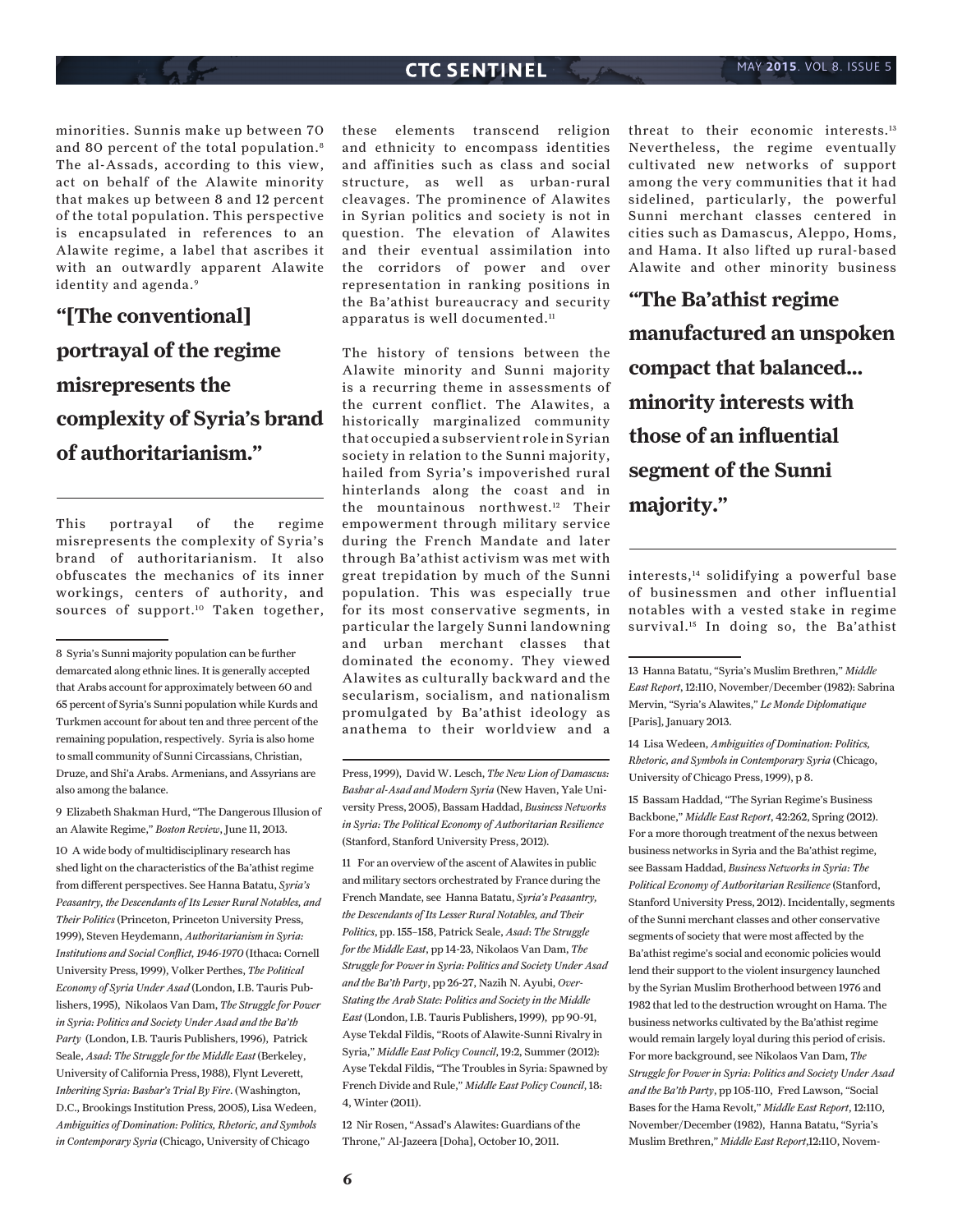minorities. Sunnis make up between 70 and 80 percent of the total population.[8] The al-Assads, according to this view, act on behalf of the Alawite minority that makes up between 8 and 12 percent of the total population. This perspective is encapsulated in references to an Alawite regime, a label that ascribes it with an outwardly apparent Alawite identity and agenda.[9]

> **"[The conventional] portrayal of the regime misrepresents the complexity of Syria's brand of authoritarianism."**

This portrayal of the regime misrepresents the complexity of Syria's brand of authoritarianism. It also obfuscates the mechanics of its inner workings, centers of authority, and sources of support.[10] Taken together, these elements transcend religion and ethnicity to encompass identities and affinities such as class and social structure, as well as urban-rural cleavages. The prominence of Alawites in Syrian politics and society is not in question. The elevation of Alawites and their eventual assimilation into the corridors of power and over representation in ranking positions in the Ba'athist bureaucracy and security apparatus is well documented.[11]

The history of tensions between the Alawite minority and Sunni majority is a recurring theme in assessments of the current conflict. The Alawites, a historically marginalized community that occupied a subservient role in Syrian society in relation to the Sunni majority, hailed from Syria's impoverished rural hinterlands along the coast and in the mountainous northwest.[12] Their empowerment through military service during the French Mandate and later through Ba'athist activism was met with great trepidation by much of the Sunni population. This was especially true for its most conservative segments, in particular the largely Sunni landowning and urban merchant classes that dominated the economy. They viewed Alawites as culturally backward and the secularism, socialism, and nationalism promulgated by Ba'athist ideology as anathema to their worldview and a threat to their economic interests.[13] Nevertheless, the regime eventually cultivated new networks of support among the very communities that it had sidelined, particularly, the powerful Sunni merchant classes centered in cities such as Damascus, Aleppo, Homs, and Hama. It also lifted up rural-based Alawite and other minority business interests,[14] solidifying a powerful base of businessmen and other influential notables with a vested stake in regime survival.[15] In doing so, the Ba'athist

> **"The Ba'athist regime manufactured an unspoken compact that balanced... minority interests with those of an influential segment of the Sunni majority."**

---

8 Syria's Sunni majority population can be further demarcated along ethnic lines. It is generally accepted that Arabs account for approximately between 60 and 65 percent of Syria's Sunni population while Kurds and Turkmen account for about ten and three percent of the remaining population, respectively. Syria is also home to small community of Sunni Circassians, Christian, Druze, and Shi'a Arabs. Armenians, and Assyrians are also among the balance.

9 Elizabeth Shakman Hurd, "The Dangerous Illusion of an Alawite Regime," *Boston Review*, June 11, 2013.

10 A wide body of multidisciplinary research has shed light on the characteristics of the Ba'athist regime from different perspectives. See Hanna Batatu, *Syria's Peasantry, the Descendants of Its Lesser Rural Notables, and Their Politics* (Princeton, Princeton University Press, 1999), Steven Heydemann, *Authoritarianism in Syria: Institutions and Social Conflict, 1946-1970* (Ithaca: Cornell University Press, 1999), Volker Perthes, *The Political Economy of Syria Under Asad* (London, I.B. Tauris Publishers, 1995), Nikolaos Van Dam, *The Struggle for Power in Syria: Politics and Society Under Asad and the Ba'th Party* (London, I.B. Tauris Publishers, 1996), Patrick Seale, *Asad: The Struggle for the Middle East* (Berkeley, University of California Press, 1988), Flynt Leverett, *Inheriting Syria: Bashar's Trial By Fire*. (Washington, D.C., Brookings Institution Press, 2005), Lisa Wedeen, *Ambiguities of Domination: Politics, Rhetoric, and Symbols in Contemporary Syria* (Chicago, University of Chicago Press, 1999), David W. Lesch, *The New Lion of Damascus: Bashar al-Asad and Modern Syria* (New Haven, Yale University Press, 2005), Bassam Haddad, *Business Networks in Syria: The Political Economy of Authoritarian Resilience* (Stanford, Stanford University Press, 2012).

11 For an overview of the ascent of Alawites in public and military sectors orchestrated by France during the French Mandate, see Hanna Batatu, *Syria's Peasantry, the Descendants of Its Lesser Rural Notables, and Their Politics*, pp. 155–158, Patrick Seale, *Asad: The Struggle for the Middle East*, pp 14-23, Nikolaos Van Dam, *The Struggle for Power in Syria: Politics and Society Under Asad and the Ba'th Party*, pp 26-27, Nazih N. Ayubi, *Over-Stating the Arab State: Politics and Society in the Middle East* (London, I.B. Tauris Publishers, 1999), pp 90-91, Ayse Tekdal Fildis, "Roots of Alawite-Sunni Rivalry in Syria," *Middle East Policy Council*, 19:2, Summer (2012): Ayse Tekdal Fildis, "The Troubles in Syria: Spawned by French Divide and Rule," *Middle East Policy Council*, 18: 4, Winter (2011).

12 Nir Rosen, "Assad's Alawites: Guardians of the Throne," Al-Jazeera [Doha], October 10, 2011.

13 Hanna Batatu, "Syria's Muslim Brethren," *Middle East Report*, 12:110, November/December (1982): Sabrina Mervin, "Syria's Alawites," *Le Monde Diplomatique* [Paris], January 2013.

14 Lisa Wedeen, *Ambiguities of Domination: Politics, Rhetoric, and Symbols in Contemporary Syria* (Chicago, University of Chicago Press, 1999), p 8.

15 Bassam Haddad, "The Syrian Regime's Business Backbone," *Middle East Report*, 42:262, Spring (2012). For a more thorough treatment of the nexus between business networks in Syria and the Ba'athist regime, see Bassam Haddad, *Business Networks in Syria: The Political Economy of Authoritarian Resilience* (Stanford, Stanford University Press, 2012). Incidentally, segments of the Sunni merchant classes and other conservative segments of society that were most affected by the Ba'athist regime's social and economic policies would lend their support to the violent insurgency launched by the Syrian Muslim Brotherhood between 1976 and 1982 that led to the destruction wrought on Hama. The business networks cultivated by the Ba'athist regime would remain largely loyal during this period of crisis. For more background, see Nikolaos Van Dam, *The Struggle for Power in Syria: Politics and Society Under Asad and the Ba'th Party*, pp 105-110, Fred Lawson, "Social Bases for the Hama Revolt," *Middle East Report*, 12:110, November/December (1982), Hanna Batatu, "Syria's Muslim Brethren," *Middle East Report*,12:110, Novem-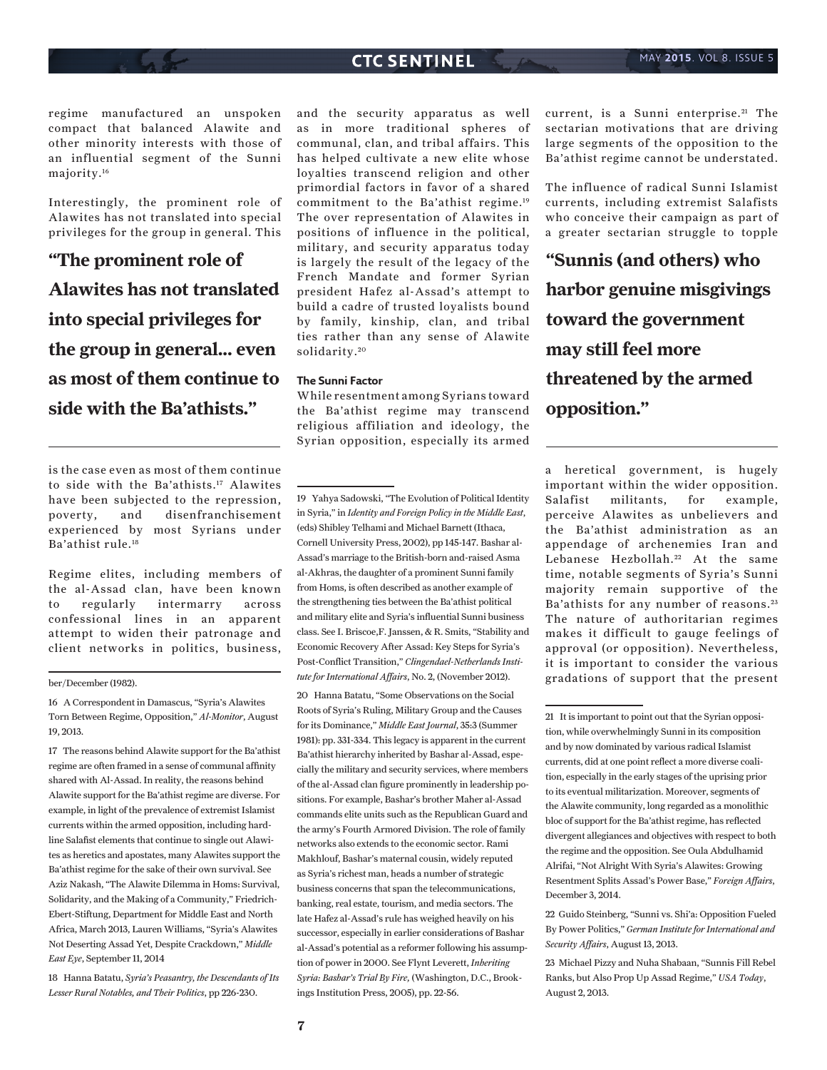regime manufactured an unspoken compact that balanced Alawite and other minority interests with those of an influential segment of the Sunni majority.[16]

Interestingly, the prominent role of Alawites has not translated into special privileges for the group in general. This is the case even as most of them continue to side with the Ba'athists.[17] Alawites have been subjected to the repression, poverty, and disenfranchisement experienced by most Syrians under Ba'athist rule.[18]

> **"The prominent role of Alawites has not translated into special privileges for the group in general... even as most of them continue to side with the Ba'athists."**

Regime elites, including members of the al-Assad clan, have been known to regularly intermarry across confessional lines in an apparent attempt to widen their patronage and client networks in politics, business, and the security apparatus as well as in more traditional spheres of communal, clan, and tribal affairs. This has helped cultivate a new elite whose loyalties transcend religion and other primordial factors in favor of a shared commitment to the Ba'athist regime.[19] The over representation of Alawites in positions of influence in the political, military, and security apparatus today is largely the result of the legacy of the French Mandate and former Syrian president Hafez al-Assad's attempt to build a cadre of trusted loyalists bound by family, kinship, clan, and tribal ties rather than any sense of Alawite solidarity.[20]

### The Sunni Factor

While resentment among Syrians toward the Ba'athist regime may transcend religious affiliation and ideology, the Syrian opposition, especially its armed current, is a Sunni enterprise.[21] The sectarian motivations that are driving large segments of the opposition to the Ba'athist regime cannot be understated.

The influence of radical Sunni Islamist currents, including extremist Salafists who conceive their campaign as part of a greater sectarian struggle to topple a heretical government, is hugely important within the wider opposition. Salafist militants, for example, perceive Alawites as unbelievers and the Ba'athist administration as an appendage of archenemies Iran and Lebanese Hezbollah.[22] At the same time, notable segments of Syria's Sunni majority remain supportive of the Ba'athists for any number of reasons.[23] The nature of authoritarian regimes makes it difficult to gauge feelings of approval (or opposition). Nevertheless, it is important to consider the various gradations of support that the present

> **"Sunnis (and others) who harbor genuine misgivings toward the government may still feel more threatened by the armed opposition."**

---

ber/December (1982).

16 A Correspondent in Damascus, "Syria's Alawites Torn Between Regime, Opposition," *Al-Monitor*, August 19, 2013.

17 The reasons behind Alawite support for the Ba'athist regime are often framed in a sense of communal affinity shared with Al-Assad. In reality, the reasons behind Alawite support for the Ba'athist regime are diverse. For example, in light of the prevalence of extremist Islamist currents within the armed opposition, including hardline Salafist elements that continue to single out Alawites as heretics and apostates, many Alawites support the Ba'athist regime for the sake of their own survival. See Aziz Nakash, "The Alawite Dilemma in Homs: Survival, Solidarity, and the Making of a Community," Friedrich-Ebert-Stiftung, Department for Middle East and North Africa, March 2013, Lauren Williams, "Syria's Alawites Not Deserting Assad Yet, Despite Crackdown," *Middle East Eye*, September 11, 2014

18 Hanna Batatu, *Syria's Peasantry, the Descendants of Its Lesser Rural Notables, and Their Politics*, pp 226-230.

19 Yahya Sadowski, "The Evolution of Political Identity in Syria," in *Identity and Foreign Policy in the Middle East*, (eds) Shibley Telhami and Michael Barnett (Ithaca, Cornell University Press, 2002), pp 145-147. Bashar al-Assad's marriage to the British-born and-raised Asma al-Akhras, the daughter of a prominent Sunni family from Homs, is often described as another example of the strengthening ties between the Ba'athist political and military elite and Syria's influential Sunni business class. See I. Briscoe,F. Janssen, & R. Smits, "Stability and Economic Recovery After Assad: Key Steps for Syria's Post-Conflict Transition," *Clingendael-Netherlands Institute for International Affairs*, No. 2, (November 2012).

20 Hanna Batatu, "Some Observations on the Social Roots of Syria's Ruling, Military Group and the Causes for its Dominance," *Middle East Journal*, 35:3 (Summer 1981): pp. 331-334. This legacy is apparent in the current Ba'athist hierarchy inherited by Bashar al-Assad, especially the military and security services, where members of the al-Assad clan figure prominently in leadership positions. For example, Bashar's brother Maher al-Assad commands elite units such as the Republican Guard and the army's Fourth Armored Division. The role of family networks also extends to the economic sector. Rami Makhlouf, Bashar's maternal cousin, widely reputed as Syria's richest man, heads a number of strategic business concerns that span the telecommunications, banking, real estate, tourism, and media sectors. The late Hafez al-Assad's rule has weighed heavily on his successor, especially in earlier considerations of Bashar al-Assad's potential as a reformer following his assumption of power in 2000. See Flynt Leverett, *Inheriting Syria: Bashar's Trial By Fire*, (Washington, D.C., Brookings Institution Press, 2005), pp. 22-56.

21 It is important to point out that the Syrian opposition, while overwhelmingly Sunni in its composition and by now dominated by various radical Islamist currents, did at one point reflect a more diverse coalition, especially in the early stages of the uprising prior to its eventual militarization. Moreover, segments of the Alawite community, long regarded as a monolithic bloc of support for the Ba'athist regime, has reflected divergent allegiances and objectives with respect to both the regime and the opposition. See Oula Abdulhamid Alrifai, "Not Alright With Syria's Alawites: Growing Resentment Splits Assad's Power Base," *Foreign Affairs*, December 3, 2014.

22 Guido Steinberg, "Sunni vs. Shi'a: Opposition Fueled By Power Politics," *German Institute for International and Security Affairs*, August 13, 2013.

23 Michael Pizzy and Nuha Shabaan, "Sunnis Fill Rebel Ranks, but Also Prop Up Assad Regime," *USA Today*, August 2, 2013.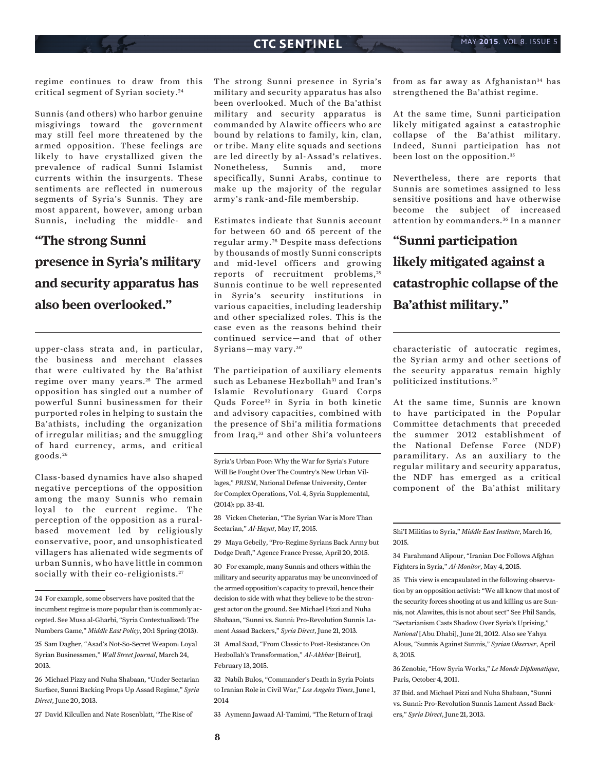regime continues to draw from this critical segment of Syrian society.[24]

Sunnis (and others) who harbor genuine misgivings toward the government may still feel more threatened by the armed opposition. These feelings are likely to have crystallized given the prevalence of radical Sunni Islamist currents within the insurgents. These sentiments are reflected in numerous segments of Syria's Sunnis. They are most apparent, however, among urban Sunnis, including the middle- and upper-class strata and, in particular, the business and merchant classes that were cultivated by the Ba'athist regime over many years.[25] The armed opposition has singled out a number of powerful Sunni businessmen for their purported roles in helping to sustain the Ba'athists, including the organization of irregular militias; and the smuggling of hard currency, arms, and critical goods.[26]

**"The strong Sunni presence in Syria's military and security apparatus has also been overlooked."**

Class-based dynamics have also shaped negative perceptions of the opposition among the many Sunnis who remain loyal to the current regime. The perception of the opposition as a rural-based movement led by religiously conservative, poor, and unsophisticated villagers has alienated wide segments of urban Sunnis, who have little in common socially with their co-religionists.[27]

The strong Sunni presence in Syria's military and security apparatus has also been overlooked. Much of the Ba'athist military and security apparatus is commanded by Alawite officers who are bound by relations to family, kin, clan, or tribe. Many elite squads and sections are led directly by al-Assad's relatives. Nonetheless, Sunnis and, more specifically, Sunni Arabs, continue to make up the majority of the regular army's rank-and-file membership.

Estimates indicate that Sunnis account for between 60 and 65 percent of the regular army.[28] Despite mass defections by thousands of mostly Sunni conscripts and mid-level officers and growing reports of recruitment problems,[29] Sunnis continue to be well represented in Syria's security institutions in various capacities, including leadership and other specialized roles. This is the case even as the reasons behind their continued service—and that of other Syrians—may vary.[30]

The participation of auxiliary elements such as Lebanese Hezbollah[31] and Iran's Islamic Revolutionary Guard Corps Quds Force[32] in Syria in both kinetic and advisory capacities, combined with the presence of Shi'a militia formations from Iraq,[33] and other Shi'a volunteers from as far away as Afghanistan[34] has strengthened the Ba'athist regime.

At the same time, Sunni participation likely mitigated against a catastrophic collapse of the Ba'athist military. Indeed, Sunni participation has not been lost on the opposition.[35]

Nevertheless, there are reports that Sunnis are sometimes assigned to less sensitive positions and have otherwise become the subject of increased attention by commanders.[36] In a manner characteristic of autocratic regimes, the Syrian army and other sections of the security apparatus remain highly politicized institutions.[37]

**"Sunni participation likely mitigated against a catastrophic collapse of the Ba'athist military."**

At the same time, Sunnis are known to have participated in the Popular Committee detachments that preceded the summer 2012 establishment of the National Defense Force (NDF) paramilitary. As an auxiliary to the regular military and security apparatus, the NDF has emerged as a critical component of the Ba'athist military

---

24 For example, some observers have posited that the incumbent regime is more popular than is commonly accepted. See Musa al-Gharbi, "Syria Contextualized: The Numbers Game," *Middle East Policy*, 20:1 Spring (2013).

25 Sam Dagher, "Asad's Not-So-Secret Weapon: Loyal Syrian Businessmen," *Wall Street Journal*, March 24, 2013.

26 Michael Pizzy and Nuha Shabaan, "Under Sectarian Surface, Sunni Backing Props Up Assad Regime," *Syria Direct*, June 20, 2013.

27 David Kilcullen and Nate Rosenblatt, "The Rise of Syria's Urban Poor: Why the War for Syria's Future Will Be Fought Over The Country's New Urban Villages," *PRISM*, National Defense University, Center for Complex Operations, Vol. 4, Syria Supplemental, (2014): pp. 33-41.

28 Vicken Cheterian, "The Syrian War is More Than Sectarian," *Al-Hayat*, May 17, 2015.

29 Maya Gebeily, "Pro-Regime Syrians Back Army but Dodge Draft," Agence France Presse, April 20, 2015.

30 For example, many Sunnis and others within the military and security apparatus may be unconvinced of the armed opposition's capacity to prevail, hence their decision to side with what they believe to be the strongest actor on the ground. See Michael Pizzi and Nuha Shabaan, "Sunni vs. Sunni: Pro-Revolution Sunnis Lament Assad Backers," *Syria Direct*, June 21, 2013.

31 Amal Saad, "From Classic to Post-Resistance: On Hezbollah's Transformation," *Al-Akhbar* [Beirut], February 13, 2015.

32 Nabih Bulos, "Commander's Death in Syria Points to Iranian Role in Civil War," *Los Angeles Times*, June 1, 2014

33 Aymenn Jawaad Al-Tamimi, "The Return of Iraqi Shi'I Militias to Syria," *Middle East Institute*, March 16, 2015.

34 Farahmand Alipour, "Iranian Doc Follows Afghan Fighters in Syria," *Al-Monitor*, May 4, 2015.

35 This view is encapsulated in the following observation by an opposition activist: "We all know that most of the security forces shooting at us and killing us are Sunnis, not Alawites, this is not about sect" See Phil Sands, "Sectarianism Casts Shadow Over Syria's Uprising," *National* [Abu Dhabi], June 21, 2012. Also see Yahya Alous, "Sunnis Against Sunnis," *Syrian Observer*, April 8, 2015.

36 Zenobie, "How Syria Works," *Le Monde Diplomatique*, Paris, October 4, 2011.

37 Ibid. and Michael Pizzi and Nuha Shabaan, "Sunni vs. Sunni: Pro-Revolution Sunnis Lament Assad Backers," *Syria Direct*, June 21, 2013.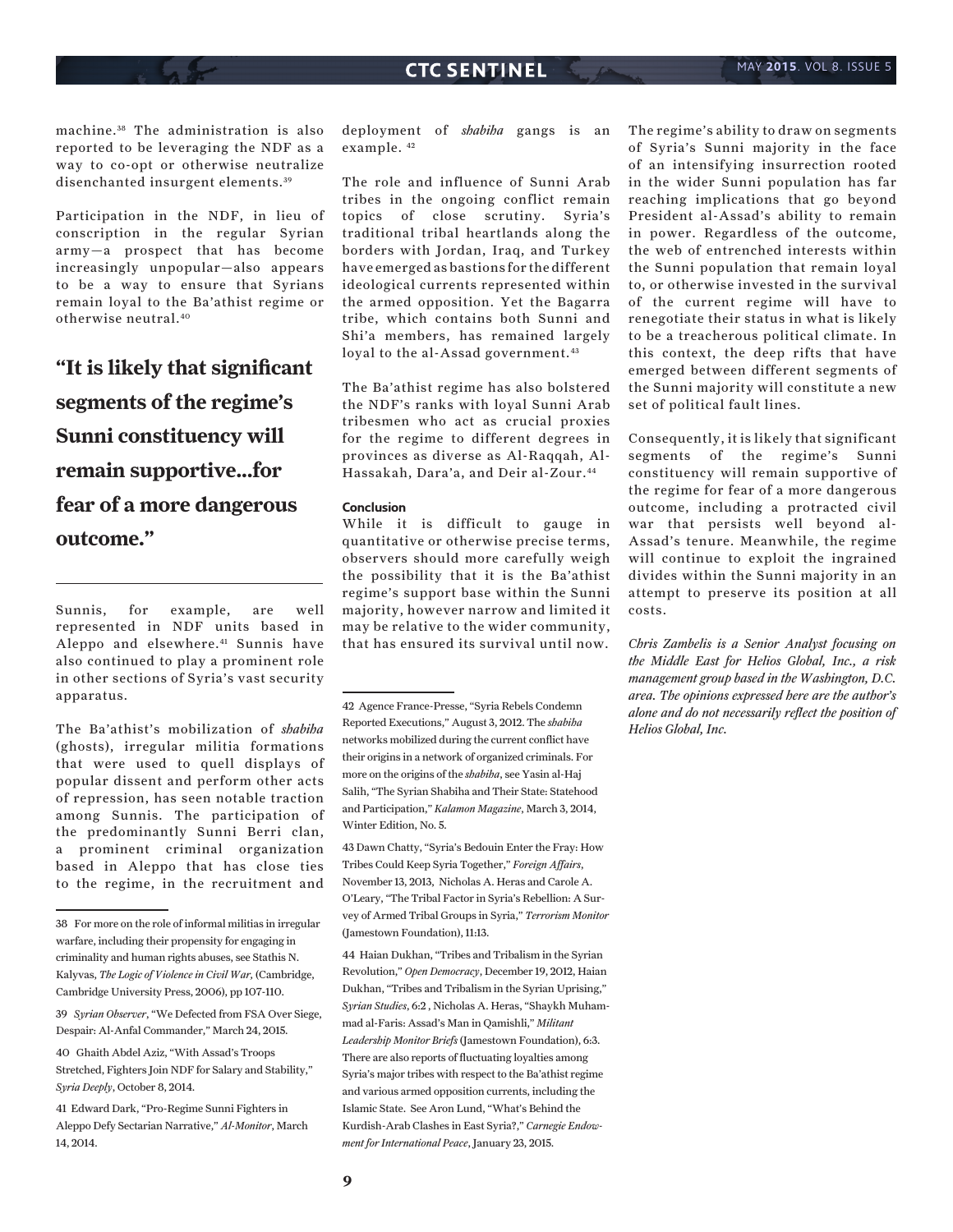machine.[38] The administration is also reported to be leveraging the NDF as a way to co-opt or otherwise neutralize disenchanted insurgent elements.[39]

Participation in the NDF, in lieu of conscription in the regular Syrian army—a prospect that has become increasingly unpopular—also appears to be a way to ensure that Syrians remain loyal to the Ba'athist regime or otherwise neutral.[40]

**"It is likely that significant segments of the regime's Sunni constituency will remain supportive...for fear of a more dangerous outcome."**

Sunnis, for example, are well represented in NDF units based in Aleppo and elsewhere.[41] Sunnis have also continued to play a prominent role in other sections of Syria's vast security apparatus.

The Ba'athist's mobilization of *shabiha* (ghosts), irregular militia formations that were used to quell displays of popular dissent and perform other acts of repression, has seen notable traction among Sunnis. The participation of the predominantly Sunni Berri clan, a prominent criminal organization based in Aleppo that has close ties to the regime, in the recruitment and deployment of *shabiha* gangs is an example. [42]

The role and influence of Sunni Arab tribes in the ongoing conflict remain topics of close scrutiny. Syria's traditional tribal heartlands along the borders with Jordan, Iraq, and Turkey have emerged as bastions for the different ideological currents represented within the armed opposition. Yet the Bagarra tribe, which contains both Sunni and Shi'a members, has remained largely loyal to the al-Assad government.[43]

The Ba'athist regime has also bolstered the NDF's ranks with loyal Sunni Arab tribesmen who act as crucial proxies for the regime to different degrees in provinces as diverse as Al-Raqqah, Al-Hassakah, Dara'a, and Deir al-Zour.[44]

#### Conclusion

While it is difficult to gauge in quantitative or otherwise precise terms, observers should more carefully weigh the possibility that it is the Ba'athist regime's support base within the Sunni majority, however narrow and limited it may be relative to the wider community, that has ensured its survival until now.

The regime's ability to draw on segments of Syria's Sunni majority in the face of an intensifying insurrection rooted in the wider Sunni population has far reaching implications that go beyond President al-Assad's ability to remain in power. Regardless of the outcome, the web of entrenched interests within the Sunni population that remain loyal to, or otherwise invested in the survival of the current regime will have to renegotiate their status in what is likely to be a treacherous political climate. In this context, the deep rifts that have emerged between different segments of the Sunni majority will constitute a new set of political fault lines.

Consequently, it is likely that significant segments of the regime's Sunni constituency will remain supportive of the regime for fear of a more dangerous outcome, including a protracted civil war that persists well beyond al-Assad's tenure. Meanwhile, the regime will continue to exploit the ingrained divides within the Sunni majority in an attempt to preserve its position at all costs.

*Chris Zambelis is a Senior Analyst focusing on the Middle East for Helios Global, Inc., a risk management group based in the Washington, D.C. area. The opinions expressed here are the author's alone and do not necessarily reflect the position of Helios Global, Inc.*

---

38 For more on the role of informal militias in irregular warfare, including their propensity for engaging in criminality and human rights abuses, see Stathis N. Kalyvas, *The Logic of Violence in Civil War*, (Cambridge, Cambridge University Press, 2006), pp 107-110.

39 *Syrian Observer*, "We Defected from FSA Over Siege, Despair: Al-Anfal Commander," March 24, 2015.

40 Ghaith Abdel Aziz, "With Assad's Troops Stretched, Fighters Join NDF for Salary and Stability," *Syria Deeply*, October 8, 2014.

41 Edward Dark, "Pro-Regime Sunni Fighters in Aleppo Defy Sectarian Narrative," *Al-Monitor*, March 14, 2014.

42 Agence France-Presse, "Syria Rebels Condemn Reported Executions," August 3, 2012. The *shabiha* networks mobilized during the current conflict have their origins in a network of organized criminals. For more on the origins of the *shabiha*, see Yasin al-Haj Salih, "The Syrian Shabiha and Their State: Statehood and Participation," *Kalamon Magazine*, March 3, 2014, Winter Edition, No. 5.

43 Dawn Chatty, "Syria's Bedouin Enter the Fray: How Tribes Could Keep Syria Together," *Foreign Affairs*, November 13, 2013, Nicholas A. Heras and Carole A. O'Leary, "The Tribal Factor in Syria's Rebellion: A Survey of Armed Tribal Groups in Syria," *Terrorism Monitor* (Jamestown Foundation), 11:13.

44 Haian Dukhan, "Tribes and Tribalism in the Syrian Revolution," *Open Democracy*, December 19, 2012, Haian Dukhan, "Tribes and Tribalism in the Syrian Uprising," *Syrian Studies*, 6:2 , Nicholas A. Heras, "Shaykh Muhammad al-Faris: Assad's Man in Qamishli," *Militant Leadership Monitor Briefs* (Jamestown Foundation), 6:3. There are also reports of fluctuating loyalties among Syria's major tribes with respect to the Ba'athist regime and various armed opposition currents, including the Islamic State. See Aron Lund, "What's Behind the Kurdish-Arab Clashes in East Syria?," *Carnegie Endowment for International Peace*, January 23, 2015.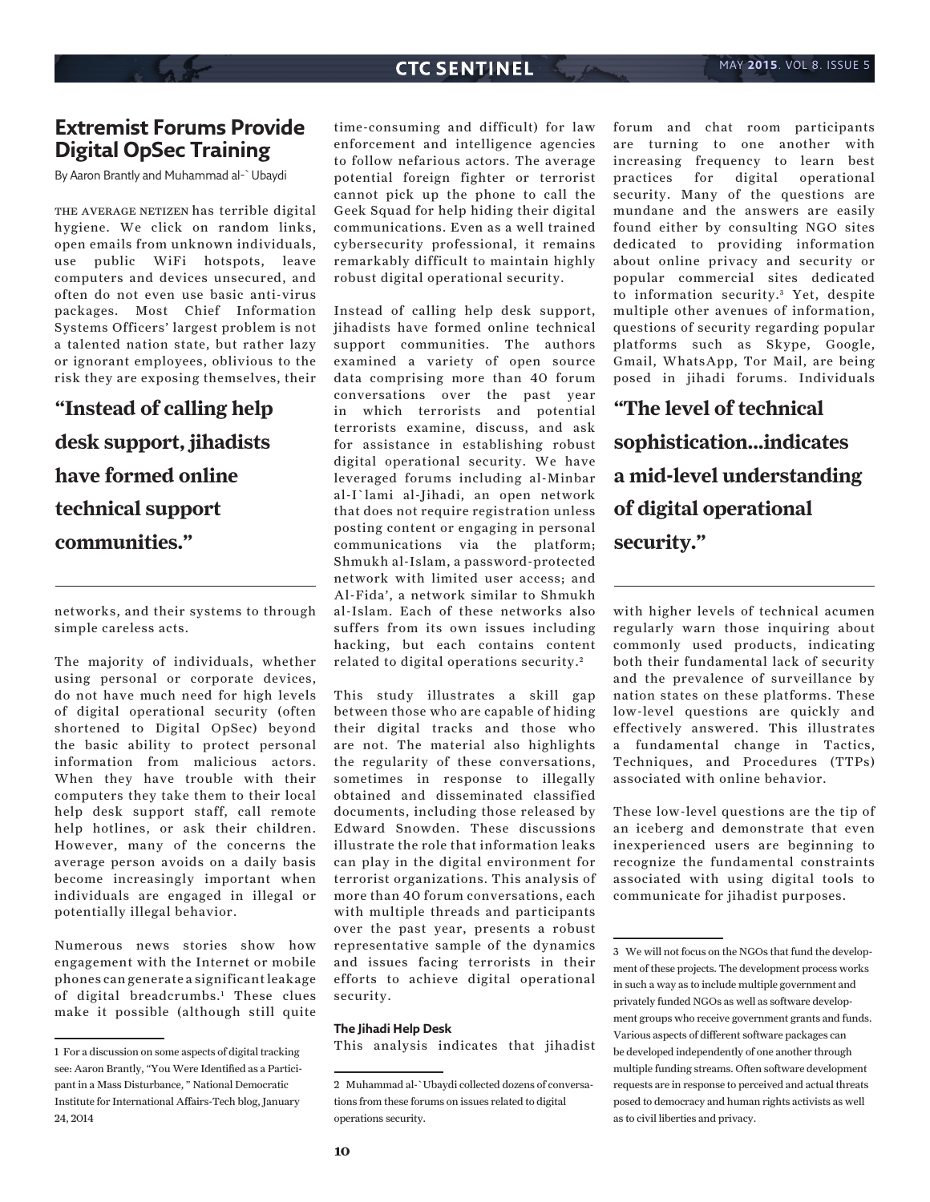## Extremist Forums Provide Digital OpSec Training

By Aaron Brantly and Muhammad al-`Ubaydi

THE AVERAGE NETIZEN has terrible digital hygiene. We click on random links, open emails from unknown individuals, use public WiFi hotspots, leave computers and devices unsecured, and often do not even use basic anti-virus packages. Most Chief Information Systems Officers' largest problem is not a talented nation state, but rather lazy or ignorant employees, oblivious to the risk they are exposing themselves, their networks, and their systems to through simple careless acts.

**"Instead of calling help desk support, jihadists have formed online technical support communities."**

The majority of individuals, whether using personal or corporate devices, do not have much need for high levels of digital operational security (often shortened to Digital OpSec) beyond the basic ability to protect personal information from malicious actors. When they have trouble with their computers they take them to their local help desk support staff, call remote help hotlines, or ask their children. However, many of the concerns the average person avoids on a daily basis become increasingly important when individuals are engaged in illegal or potentially illegal behavior.

Numerous news stories show how engagement with the Internet or mobile phones can generate a significant leakage of digital breadcrumbs.[1] These clues make it possible (although still quite time-consuming and difficult) for law enforcement and intelligence agencies to follow nefarious actors. The average potential foreign fighter or terrorist cannot pick up the phone to call the Geek Squad for help hiding their digital communications. Even as a well trained cybersecurity professional, it remains remarkably difficult to maintain highly robust digital operational security.

Instead of calling help desk support, jihadists have formed online technical support communities. The authors examined a variety of open source data comprising more than 40 forum conversations over the past year in which terrorists and potential terrorists examine, discuss, and ask for assistance in establishing robust digital operational security. We have leveraged forums including al-Minbar al-I`lami al-Jihadi, an open network that does not require registration unless posting content or engaging in personal communications via the platform; Shmukh al-Islam, a password-protected network with limited user access; and Al-Fida', a network similar to Shmukh al-Islam. Each of these networks also suffers from its own issues including hacking, but each contains content related to digital operations security.[2]

This study illustrates a skill gap between those who are capable of hiding their digital tracks and those who are not. The material also highlights the regularity of these conversations, sometimes in response to illegally obtained and disseminated classified documents, including those released by Edward Snowden. These discussions illustrate the role that information leaks can play in the digital environment for terrorist organizations. This analysis of more than 40 forum conversations, each with multiple threads and participants over the past year, presents a robust representative sample of the dynamics and issues facing terrorists in their efforts to achieve digital operational security.

### The Jihadi Help Desk

This analysis indicates that jihadist forum and chat room participants are turning to one another with increasing frequency to learn best practices for digital operational security. Many of the questions are mundane and the answers are easily found either by consulting NGO sites dedicated to providing information about online privacy and security or popular commercial sites dedicated to information security.[3] Yet, despite multiple other avenues of information, questions of security regarding popular platforms such as Skype, Google, Gmail, WhatsApp, Tor Mail, are being posed in jihadi forums. Individuals with higher levels of technical acumen regularly warn those inquiring about commonly used products, indicating both their fundamental lack of security and the prevalence of surveillance by nation states on these platforms. These low-level questions are quickly and effectively answered. This illustrates a fundamental change in Tactics, Techniques, and Procedures (TTPs) associated with online behavior.

**"The level of technical sophistication...indicates a mid-level understanding of digital operational security."**

These low-level questions are the tip of an iceberg and demonstrate that even inexperienced users are beginning to recognize the fundamental constraints associated with using digital tools to communicate for jihadist purposes.

---

1 For a discussion on some aspects of digital tracking see: Aaron Brantly, "You Were Identified as a Participant in a Mass Disturbance, " National Democratic Institute for International Affairs-Tech blog, January 24, 2014

2 Muhammad al-`Ubaydi collected dozens of conversations from these forums on issues related to digital operations security.

3 We will not focus on the NGOs that fund the development of these projects. The development process works in such a way as to include multiple government and privately funded NGOs as well as software development groups who receive government grants and funds. Various aspects of different software packages can be developed independently of one another through multiple funding streams. Often software development requests are in response to perceived and actual threats posed to democracy and human rights activists as well as to civil liberties and privacy.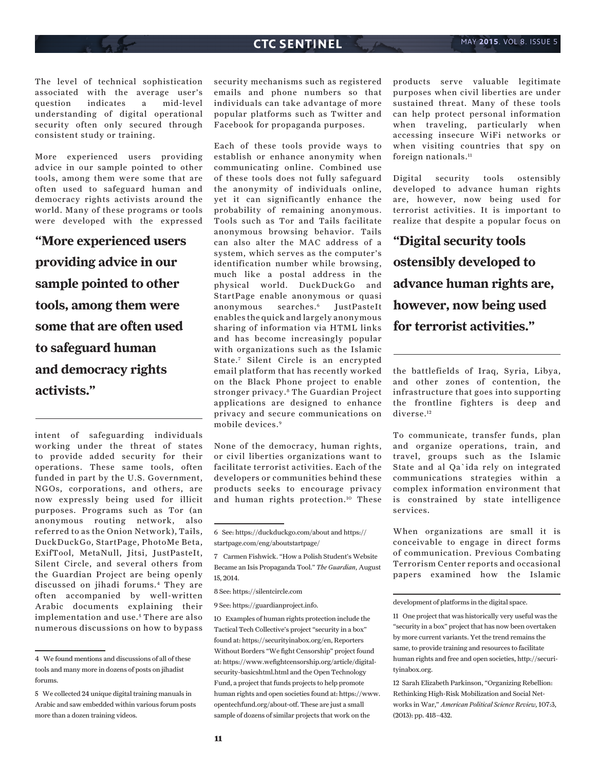The level of technical sophistication associated with the average user's question indicates a mid-level understanding of digital operational security often only secured through consistent study or training.

More experienced users providing advice in our sample pointed to other tools, among them were some that are often used to safeguard human and democracy rights activists around the world. Many of these programs or tools were developed with the expressed intent of safeguarding individuals working under the threat of states to provide added security for their operations. These same tools, often funded in part by the U.S. Government, NGOs, corporations, and others, are now expressly being used for illicit purposes. Programs such as Tor (an anonymous routing network, also referred to as the Onion Network), Tails, DuckDuckGo, StartPage, PhotoMe Beta, ExifTool, MetaNull, Jitsi, JustPasteIt, Silent Circle, and several others from the Guardian Project are being openly discussed on jihadi forums.[4] They are often accompanied by well-written Arabic documents explaining their implementation and use.[5] There are also numerous discussions on how to bypass security mechanisms such as registered emails and phone numbers so that individuals can take advantage of more popular platforms such as Twitter and Facebook for propaganda purposes.

> **"More experienced users providing advice in our sample pointed to other tools, among them were some that are often used to safeguard human and democracy rights activists."**

Each of these tools provide ways to establish or enhance anonymity when communicating online. Combined use of these tools does not fully safeguard the anonymity of individuals online, yet it can significantly enhance the probability of remaining anonymous. Tools such as Tor and Tails facilitate anonymous browsing behavior. Tails can also alter the MAC address of a system, which serves as the computer's identification number while browsing, much like a postal address in the physical world. DuckDuckGo and StartPage enable anonymous or quasi anonymous searches.[6] JustPasteIt enables the quick and largely anonymous sharing of information via HTML links and has become increasingly popular with organizations such as the Islamic State.[7] Silent Circle is an encrypted email platform that has recently worked on the Black Phone project to enable stronger privacy.[8] The Guardian Project applications are designed to enhance privacy and secure communications on mobile devices.[9]

None of the democracy, human rights, or civil liberties organizations want to facilitate terrorist activities. Each of the developers or communities behind these products seeks to encourage privacy and human rights protection.[10] These products serve valuable legitimate purposes when civil liberties are under sustained threat. Many of these tools can help protect personal information when traveling, particularly when accessing insecure WiFi networks or when visiting countries that spy on foreign nationals.[11]

Digital security tools ostensibly developed to advance human rights are, however, now being used for terrorist activities. It is important to realize that despite a popular focus on the battlefields of Iraq, Syria, Libya, and other zones of contention, the infrastructure that goes into supporting the frontline fighters is deep and diverse.[12]

> **"Digital security tools ostensibly developed to advance human rights are, however, now being used for terrorist activities."**

To communicate, transfer funds, plan and organize operations, train, and travel, groups such as the Islamic State and al Qa`ida rely on integrated communications strategies within a complex information environment that is constrained by state intelligence services.

When organizations are small it is conceivable to engage in direct forms of communication. Previous Combating Terrorism Center reports and occasional papers examined how the Islamic

---

4 We found mentions and discussions of all of these tools and many more in dozens of posts on jihadist forums.

5 We collected 24 unique digital training manuals in Arabic and saw embedded within various forum posts more than a dozen training videos.

6 See: https://duckduckgo.com/about and https://startpage.com/eng/aboutstartpage/

7 Carmen Fishwick. "How a Polish Student's Website Became an Isis Propaganda Tool." *The Guardian*, August 15, 2014.

8 See: https://silentcircle.com

9 See: https://guardianproject.info.

10 Examples of human rights protection include the Tactical Tech Collective's project "security in a box" found at: https://securityinabox.org/en, Reporters Without Borders "We fight Censorship" project found at: https://www.wefightcensorship.org/article/digital-security-basicshtml.html and the Open Technology Fund, a project that funds projects to help promote human rights and open societies found at: https://www.opentechfund.org/about-otf. These are just a small sample of dozens of similar projects that work on the development of platforms in the digital space.

11 One project that was historically very useful was the "security in a box" project that has now been overtaken by more current variants. Yet the trend remains the same, to provide training and resources to facilitate human rights and free and open societies, http://securityinabox.org.

12 Sarah Elizabeth Parkinson, "Organizing Rebellion: Rethinking High-Risk Mobilization and Social Networks in War," *American Political Science Review*, 107:3, (2013): pp. 418–432.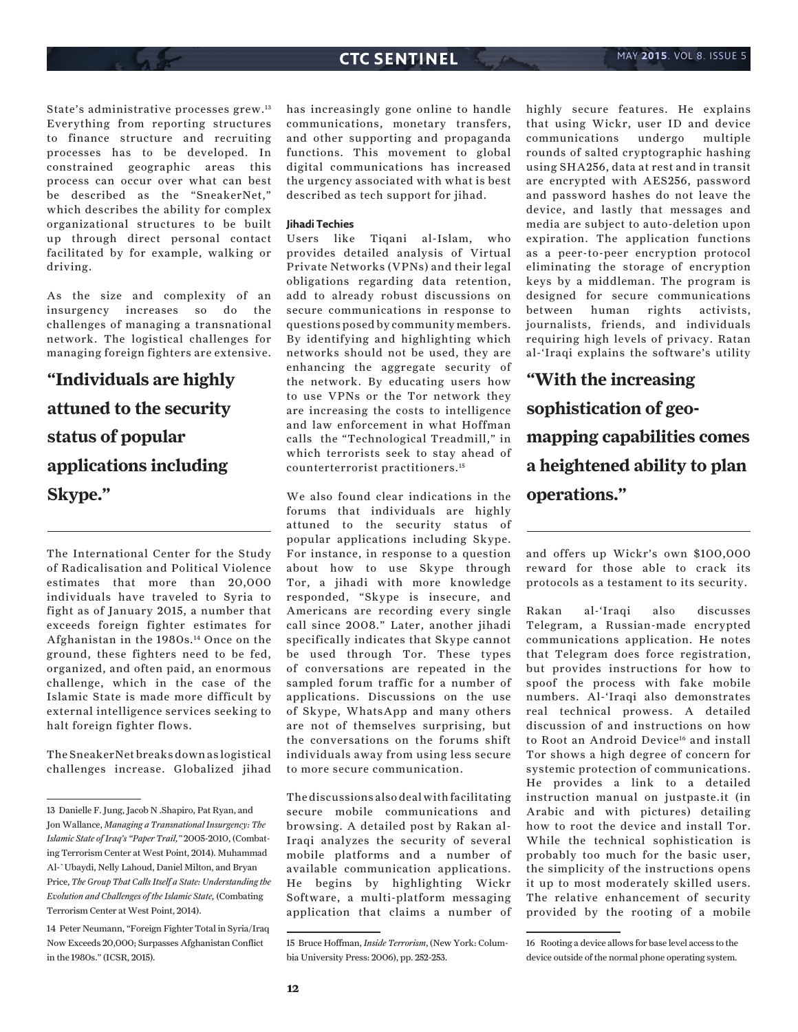State's administrative processes grew.[13] Everything from reporting structures to finance structure and recruiting processes has to be developed. In constrained geographic areas this process can occur over what can best be described as the "SneakerNet," which describes the ability for complex organizational structures to be built up through direct personal contact facilitated by for example, walking or driving.

As the size and complexity of an insurgency increases so do the challenges of managing a transnational network. The logistical challenges for managing foreign fighters are extensive.

> **"Individuals are highly attuned to the security status of popular applications including Skype."**

The International Center for the Study of Radicalisation and Political Violence estimates that more than 20,000 individuals have traveled to Syria to fight as of January 2015, a number that exceeds foreign fighter estimates for Afghanistan in the 1980s.[14] Once on the ground, these fighters need to be fed, organized, and often paid, an enormous challenge, which in the case of the Islamic State is made more difficult by external intelligence services seeking to halt foreign fighter flows.

The SneakerNet breaks down as logistical challenges increase. Globalized jihad has increasingly gone online to handle communications, monetary transfers, and other supporting and propaganda functions. This movement to global digital communications has increased the urgency associated with what is best described as tech support for jihad.

### Jihadi Techies

Users like Tiqani al-Islam, who provides detailed analysis of Virtual Private Networks (VPNs) and their legal obligations regarding data retention, add to already robust discussions on secure communications in response to questions posed by community members. By identifying and highlighting which networks should not be used, they are enhancing the aggregate security of the network. By educating users how to use VPNs or the Tor network they are increasing the costs to intelligence and law enforcement in what Hoffman calls the "Technological Treadmill," in which terrorists seek to stay ahead of counterterrorist practitioners.[15]

We also found clear indications in the forums that individuals are highly attuned to the security status of popular applications including Skype. For instance, in response to a question about how to use Skype through Tor, a jihadi with more knowledge responded, "Skype is insecure, and Americans are recording every single call since 2008." Later, another jihadi specifically indicates that Skype cannot be used through Tor. These types of conversations are repeated in the sampled forum traffic for a number of applications. Discussions on the use of Skype, WhatsApp and many others are not of themselves surprising, but the conversations on the forums shift individuals away from using less secure to more secure communication.

The discussions also deal with facilitating secure mobile communications and browsing. A detailed post by Rakan al-Iraqi analyzes the security of several mobile platforms and a number of available communication applications. He begins by highlighting Wickr Software, a multi-platform messaging application that claims a number of highly secure features. He explains that using Wickr, user ID and device communications undergo multiple rounds of salted cryptographic hashing using SHA256, data at rest and in transit are encrypted with AES256, password and password hashes do not leave the device, and lastly that messages and media are subject to auto-deletion upon expiration. The application functions as a peer-to-peer encryption protocol eliminating the storage of encryption keys by a middleman. The program is designed for secure communications between human rights activists, journalists, friends, and individuals requiring high levels of privacy. Ratan al-'Iraqi explains the software's utility and offers up Wickr's own $100,000 reward for those able to crack its protocols as a testament to its security.

> **"With the increasing sophistication of geo-mapping capabilities comes a heightened ability to plan operations."**

Rakan al-'Iraqi also discusses Telegram, a Russian-made encrypted communications application. He notes that Telegram does force registration, but provides instructions for how to spoof the process with fake mobile numbers. Al-'Iraqi also demonstrates real technical prowess. A detailed discussion of and instructions on how to Root an Android Device[16] and install Tor shows a high degree of concern for systemic protection of communications. He provides a link to a detailed instruction manual on justpaste.it (in Arabic and with pictures) detailing how to root the device and install Tor. While the technical sophistication is probably too much for the basic user, the simplicity of the instructions opens it up to most moderately skilled users. The relative enhancement of security provided by the rooting of a mobile

---

13 Danielle F. Jung, Jacob N .Shapiro, Pat Ryan, and Jon Wallance, *Managing a Transnational Insurgency: The Islamic State of Iraq's "Paper Trail,"* 2005-2010, (Combating Terrorism Center at West Point, 2014). Muhammad Al-`Ubaydi, Nelly Lahoud, Daniel Milton, and Bryan Price, *The Group That Calls Itself a State: Understanding the Evolution and Challenges of the Islamic State,* (Combating Terrorism Center at West Point, 2014).

14 Peter Neumann, "Foreign Fighter Total in Syria/Iraq Now Exceeds 20,000; Surpasses Afghanistan Conflict in the 1980s." (ICSR, 2015).

15 Bruce Hoffman, *Inside Terrorism*, (New York: Columbia University Press: 2006), pp. 252-253.

16 Rooting a device allows for base level access to the device outside of the normal phone operating system.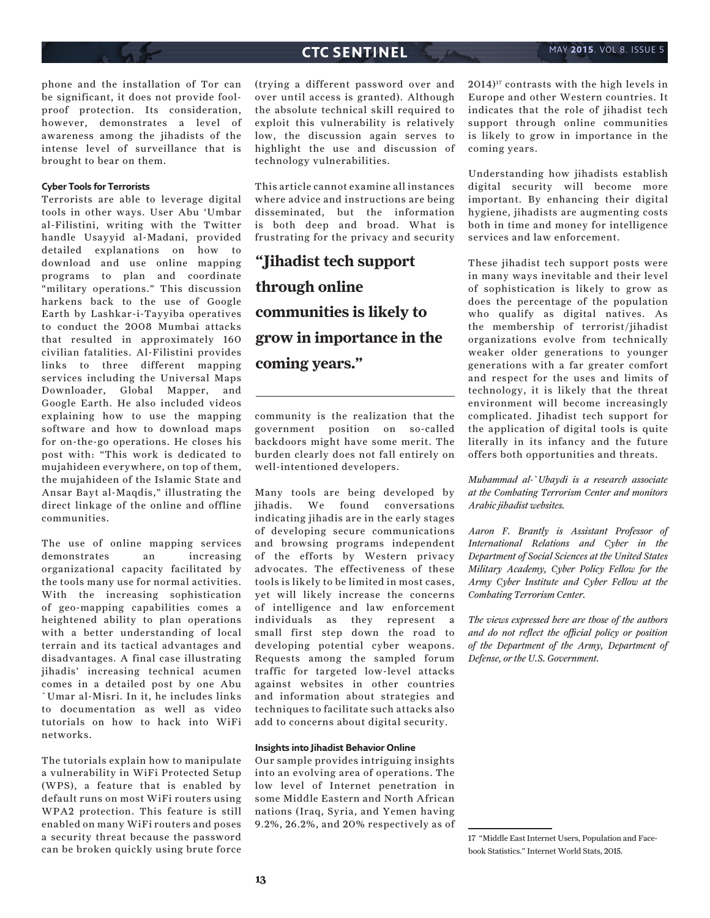phone and the installation of Tor can be significant, it does not provide foolproof protection. Its consideration, however, demonstrates a level of awareness among the jihadists of the intense level of surveillance that is brought to bear on them.

#### Cyber Tools for Terrorists

Terrorists are able to leverage digital tools in other ways. User Abu 'Umbar al-Filistini, writing with the Twitter handle Usayyid al-Madani, provided detailed explanations on how to download and use online mapping programs to plan and coordinate "military operations." This discussion harkens back to the use of Google Earth by Lashkar-i-Tayyiba operatives to conduct the 2008 Mumbai attacks that resulted in approximately 160 civilian fatalities. Al-Filistini provides links to three different mapping services including the Universal Maps Downloader, Global Mapper, and Google Earth. He also included videos explaining how to use the mapping software and how to download maps for on-the-go operations. He closes his post with: "This work is dedicated to mujahideen everywhere, on top of them, the mujahideen of the Islamic State and Ansar Bayt al-Maqdis," illustrating the direct linkage of the online and offline communities.

The use of online mapping services demonstrates an increasing organizational capacity facilitated by the tools many use for normal activities. With the increasing sophistication of geo-mapping capabilities comes a heightened ability to plan operations with a better understanding of local terrain and its tactical advantages and disadvantages. A final case illustrating jihadis' increasing technical acumen comes in a detailed post by one Abu `Umar al-Misri. In it, he includes links to documentation as well as video tutorials on how to hack into WiFi networks.

The tutorials explain how to manipulate a vulnerability in WiFi Protected Setup (WPS), a feature that is enabled by default runs on most WiFi routers using WPA2 protection. This feature is still enabled on many WiFi routers and poses a security threat because the password can be broken quickly using brute force (trying a different password over and over until access is granted). Although the absolute technical skill required to exploit this vulnerability is relatively low, the discussion again serves to highlight the use and discussion of technology vulnerabilities.

This article cannot examine all instances where advice and instructions are being disseminated, but the information is both deep and broad. What is frustrating for the privacy and security community is the realization that the government position on so-called backdoors might have some merit. The burden clearly does not fall entirely on well-intentioned developers.

> **"Jihadist tech support through online communities is likely to grow in importance in the coming years."**

Many tools are being developed by jihadis. We found conversations indicating jihadis are in the early stages of developing secure communications and browsing programs independent of the efforts by Western privacy advocates. The effectiveness of these tools is likely to be limited in most cases, yet will likely increase the concerns of intelligence and law enforcement individuals as they represent a small first step down the road to developing potential cyber weapons. Requests among the sampled forum traffic for targeted low-level attacks against websites in other countries and information about strategies and techniques to facilitate such attacks also add to concerns about digital security.

#### Insights into Jihadist Behavior Online

Our sample provides intriguing insights into an evolving area of operations. The low level of Internet penetration in some Middle Eastern and North African nations (Iraq, Syria, and Yemen having 9.2%, 26.2%, and 20% respectively as of 2014)[17] contrasts with the high levels in Europe and other Western countries. It indicates that the role of jihadist tech support through online communities is likely to grow in importance in the coming years.

Understanding how jihadists establish digital security will become more important. By enhancing their digital hygiene, jihadists are augmenting costs both in time and money for intelligence services and law enforcement.

These jihadist tech support posts were in many ways inevitable and their level of sophistication is likely to grow as does the percentage of the population who qualify as digital natives. As the membership of terrorist/jihadist organizations evolve from technically weaker older generations to younger generations with a far greater comfort and respect for the uses and limits of technology, it is likely that the threat environment will become increasingly complicated. Jihadist tech support for the application of digital tools is quite literally in its infancy and the future offers both opportunities and threats.

*Muhammad al-`Ubaydi is a research associate at the Combating Terrorism Center and monitors Arabic jihadist websites.*

*Aaron F. Brantly is Assistant Professor of International Relations and Cyber in the Department of Social Sciences at the United States Military Academy, Cyber Policy Fellow for the Army Cyber Institute and Cyber Fellow at the Combating Terrorism Center.*

*The views expressed here are those of the authors and do not reflect the official policy or position of the Department of the Army, Department of Defense, or the U.S. Government.*

---

17 "Middle East Internet Users, Population and Facebook Statistics." Internet World Stats, 2015.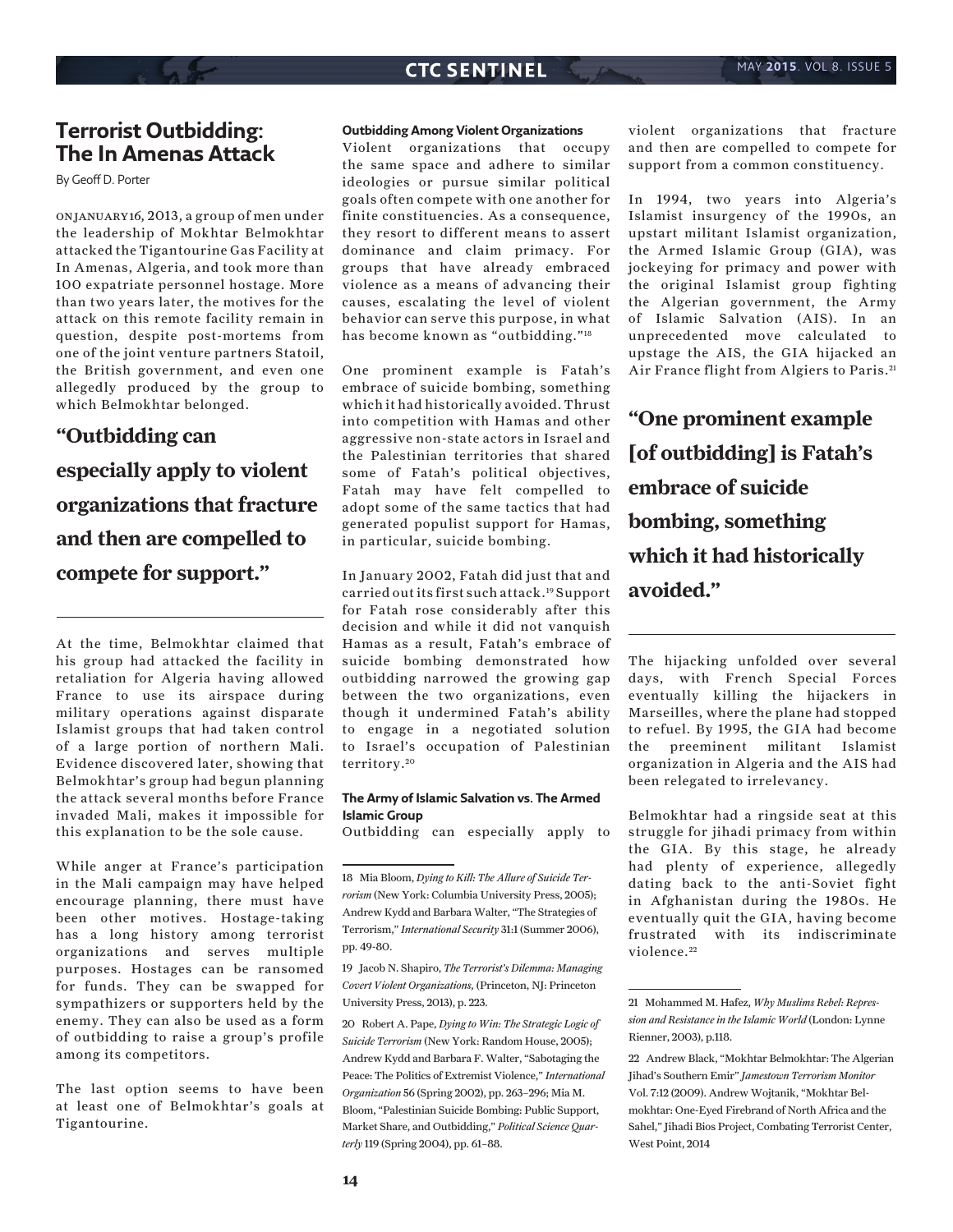# Terrorist Outbidding: The In Amenas Attack

By Geoff D. Porter

On January 16, 2013, a group of men under the leadership of Mokhtar Belmokhtar attacked the Tigantourine Gas Facility at In Amenas, Algeria, and took more than 100 expatriate personnel hostage. More than two years later, the motives for the attack on this remote facility remain in question, despite post-mortems from one of the joint venture partners Statoil, the British government, and even one allegedly produced by the group to which Belmokhtar belonged.

> **"Outbidding can especially apply to violent organizations that fracture and then are compelled to compete for support."**

At the time, Belmokhtar claimed that his group had attacked the facility in retaliation for Algeria having allowed France to use its airspace during military operations against disparate Islamist groups that had taken control of a large portion of northern Mali. Evidence discovered later, showing that Belmokhtar's group had begun planning the attack several months before France invaded Mali, makes it impossible for this explanation to be the sole cause.

While anger at France's participation in the Mali campaign may have helped encourage planning, there must have been other motives. Hostage-taking has a long history among terrorist organizations and serves multiple purposes. Hostages can be ransomed for funds. They can be swapped for sympathizers or supporters held by the enemy. They can also be used as a form of outbidding to raise a group's profile among its competitors.

The last option seems to have been at least one of Belmokhtar's goals at Tigantourine.

### Outbidding Among Violent Organizations

Violent organizations that occupy the same space and adhere to similar ideologies or pursue similar political goals often compete with one another for finite constituencies. As a consequence, they resort to different means to assert dominance and claim primacy. For groups that have already embraced violence as a means of advancing their causes, escalating the level of violent behavior can serve this purpose, in what has become known as "outbidding."[18]

One prominent example is Fatah's embrace of suicide bombing, something which it had historically avoided. Thrust into competition with Hamas and other aggressive non-state actors in Israel and the Palestinian territories that shared some of Fatah's political objectives, Fatah may have felt compelled to adopt some of the same tactics that had generated populist support for Hamas, in particular, suicide bombing.

In January 2002, Fatah did just that and carried out its first such attack.[19] Support for Fatah rose considerably after this decision and while it did not vanquish Hamas as a result, Fatah's embrace of suicide bombing demonstrated how outbidding narrowed the growing gap between the two organizations, even though it undermined Fatah's ability to engage in a negotiated solution to Israel's occupation of Palestinian territory.[20]

### The Army of Islamic Salvation vs. The Armed Islamic Group

Outbidding can especially apply to violent organizations that fracture and then are compelled to compete for support from a common constituency.

In 1994, two years into Algeria's Islamist insurgency of the 1990s, an upstart militant Islamist organization, the Armed Islamic Group (GIA), was jockeying for primacy and power with the original Islamist group fighting the Algerian government, the Army of Islamic Salvation (AIS). In an unprecedented move calculated to upstage the AIS, the GIA hijacked an Air France flight from Algiers to Paris.[21]

> **"One prominent example [of outbidding] is Fatah's embrace of suicide bombing, something which it had historically avoided."**

The hijacking unfolded over several days, with French Special Forces eventually killing the hijackers in Marseilles, where the plane had stopped to refuel. By 1995, the GIA had become the preeminent militant Islamist organization in Algeria and the AIS had been relegated to irrelevancy.

Belmokhtar had a ringside seat at this struggle for jihadi primacy from within the GIA. By this stage, he already had plenty of experience, allegedly dating back to the anti-Soviet fight in Afghanistan during the 1980s. He eventually quit the GIA, having become frustrated with its indiscriminate violence.[22]

---

18 Mia Bloom, *Dying to Kill: The Allure of Suicide Terrorism* (New York: Columbia University Press, 2005); Andrew Kydd and Barbara Walter, "The Strategies of Terrorism," *International Security* 31:1 (Summer 2006), pp. 49-80.

19 Jacob N. Shapiro, *The Terrorist's Dilemma: Managing Covert Violent Organizations*, (Princeton, NJ: Princeton University Press, 2013), p. 223.

20 Robert A. Pape, *Dying to Win: The Strategic Logic of Suicide Terrorism* (New York: Random House, 2005); Andrew Kydd and Barbara F. Walter, "Sabotaging the Peace: The Politics of Extremist Violence," *International Organization* 56 (Spring 2002), pp. 263–296; Mia M. Bloom, "Palestinian Suicide Bombing: Public Support, Market Share, and Outbidding," *Political Science Quarterly* 119 (Spring 2004), pp. 61–88.

21 Mohammed M. Hafez, *Why Muslims Rebel: Repression and Resistance in the Islamic World* (London: Lynne Rienner, 2003), p.118.

22 Andrew Black, "Mokhtar Belmokhtar: The Algerian Jihad's Southern Emir" *Jamestown Terrorism Monitor* Vol. 7:12 (2009). Andrew Wojtanik, "Mokhtar Belmokhtar: One-Eyed Firebrand of North Africa and the Sahel," Jihadi Bios Project, Combating Terrorist Center, West Point, 2014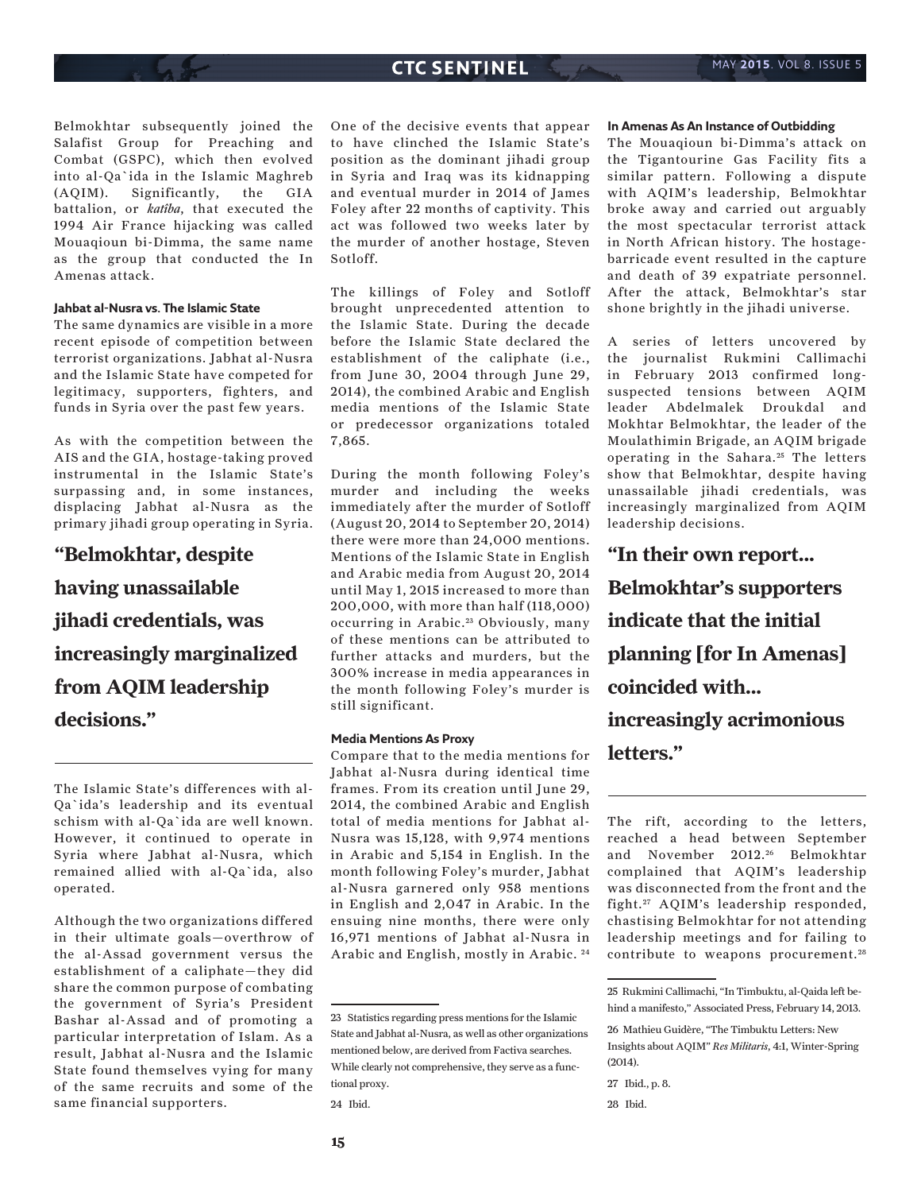Belmokhtar subsequently joined the Salafist Group for Preaching and Combat (GSPC), which then evolved into al-Qa`ida in the Islamic Maghreb (AQIM). Significantly, the GIA battalion, or *katîba*, that executed the 1994 Air France hijacking was called Mouaqioun bi-Dimma, the same name as the group that conducted the In Amenas attack.

#### Jahbat al-Nusra vs. The Islamic State

The same dynamics are visible in a more recent episode of competition between terrorist organizations. Jabhat al-Nusra and the Islamic State have competed for legitimacy, supporters, fighters, and funds in Syria over the past few years.

As with the competition between the AIS and the GIA, hostage-taking proved instrumental in the Islamic State's surpassing and, in some instances, displacing Jabhat al-Nusra as the primary jihadi group operating in Syria.

> **"Belmokhtar, despite having unassailable jihadi credentials, was increasingly marginalized from AQIM leadership decisions."**

The Islamic State's differences with al-Qa`ida's leadership and its eventual schism with al-Qa`ida are well known. However, it continued to operate in Syria where Jabhat al-Nusra, which remained allied with al-Qa`ida, also operated.

Although the two organizations differed in their ultimate goals—overthrow of the al-Assad government versus the establishment of a caliphate—they did share the common purpose of combating the government of Syria's President Bashar al-Assad and of promoting a particular interpretation of Islam. As a result, Jabhat al-Nusra and the Islamic State found themselves vying for many of the same recruits and some of the same financial supporters.

One of the decisive events that appear to have clinched the Islamic State's position as the dominant jihadi group in Syria and Iraq was its kidnapping and eventual murder in 2014 of James Foley after 22 months of captivity. This act was followed two weeks later by the murder of another hostage, Steven Sotloff.

The killings of Foley and Sotloff brought unprecedented attention to the Islamic State. During the decade before the Islamic State declared the establishment of the caliphate (i.e., from June 30, 2004 through June 29, 2014), the combined Arabic and English media mentions of the Islamic State or predecessor organizations totaled 7,865.

During the month following Foley's murder and including the weeks immediately after the murder of Sotloff (August 20, 2014 to September 20, 2014) there were more than 24,000 mentions. Mentions of the Islamic State in English and Arabic media from August 20, 2014 until May 1, 2015 increased to more than 200,000, with more than half (118,000) occurring in Arabic.[23] Obviously, many of these mentions can be attributed to further attacks and murders, but the 300% increase in media appearances in the month following Foley's murder is still significant.

#### Media Mentions As Proxy

Compare that to the media mentions for Jabhat al-Nusra during identical time frames. From its creation until June 29, 2014, the combined Arabic and English total of media mentions for Jabhat al-Nusra was 15,128, with 9,974 mentions in Arabic and 5,154 in English. In the month following Foley's murder, Jabhat al-Nusra garnered only 958 mentions in English and 2,047 in Arabic. In the ensuing nine months, there were only 16,971 mentions of Jabhat al-Nusra in Arabic and English, mostly in Arabic.[24]

#### In Amenas As An Instance of Outbidding

The Mouaqioun bi-Dimma's attack on the Tigantourine Gas Facility fits a similar pattern. Following a dispute with AQIM's leadership, Belmokhtar broke away and carried out arguably the most spectacular terrorist attack in North African history. The hostage-barricade event resulted in the capture and death of 39 expatriate personnel. After the attack, Belmokhtar's star shone brightly in the jihadi universe.

A series of letters uncovered by the journalist Rukmini Callimachi in February 2013 confirmed long-suspected tensions between AQIM leader Abdelmalek Droukdal and Mokhtar Belmokhtar, the leader of the Moulathimin Brigade, an AQIM brigade operating in the Sahara.[25] The letters show that Belmokhtar, despite having unassailable jihadi credentials, was increasingly marginalized from AQIM leadership decisions.

> **"In their own report... Belmokhtar's supporters indicate that the initial planning [for In Amenas] coincided with... increasingly acrimonious letters."**

The rift, according to the letters, reached a head between September and November 2012.[26] Belmokhtar complained that AQIM's leadership was disconnected from the front and the fight.[27] AQIM's leadership responded, chastising Belmokhtar for not attending leadership meetings and for failing to contribute to weapons procurement.[28]

---

23 Statistics regarding press mentions for the Islamic State and Jabhat al-Nusra, as well as other organizations mentioned below, are derived from Factiva searches. While clearly not comprehensive, they serve as a functional proxy.

24 Ibid.

25 Rukmini Callimachi, "In Timbuktu, al-Qaida left behind a manifesto," Associated Press, February 14, 2013.

26 Mathieu Guidère, "The Timbuktu Letters: New Insights about AQIM" *Res Militaris*, 4:1, Winter-Spring (2014).

27 Ibid., p. 8.

28 Ibid.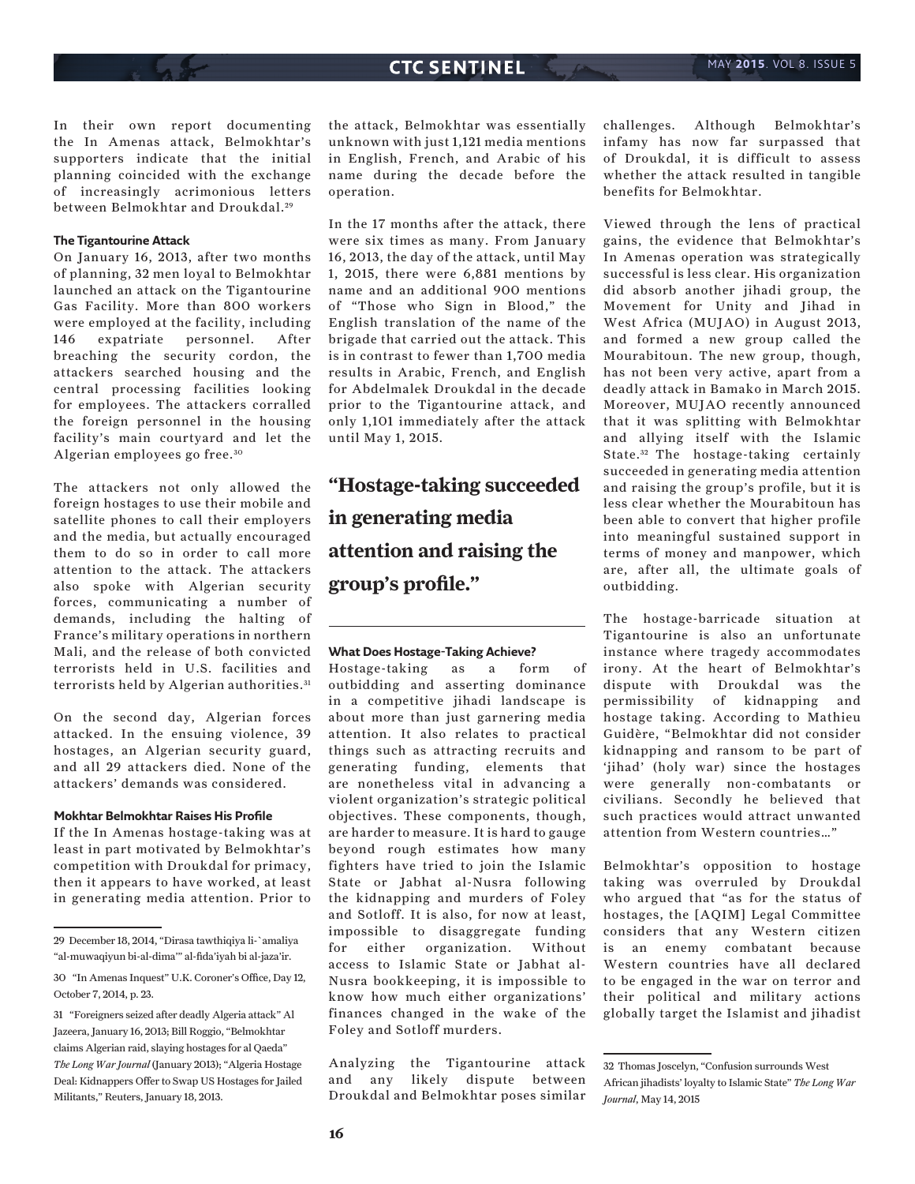In their own report documenting the In Amenas attack, Belmokhtar's supporters indicate that the initial planning coincided with the exchange of increasingly acrimonious letters between Belmokhtar and Droukdal.[29]

### The Tigantourine Attack

On January 16, 2013, after two months of planning, 32 men loyal to Belmokhtar launched an attack on the Tigantourine Gas Facility. More than 800 workers were employed at the facility, including 146 expatriate personnel. After breaching the security cordon, the attackers searched housing and the central processing facilities looking for employees. The attackers corralled the foreign personnel in the housing facility's main courtyard and let the Algerian employees go free.[30]

The attackers not only allowed the foreign hostages to use their mobile and satellite phones to call their employers and the media, but actually encouraged them to do so in order to call more attention to the attack. The attackers also spoke with Algerian security forces, communicating a number of demands, including the halting of France's military operations in northern Mali, and the release of both convicted terrorists held in U.S. facilities and terrorists held by Algerian authorities.[31]

On the second day, Algerian forces attacked. In the ensuing violence, 39 hostages, an Algerian security guard, and all 29 attackers died. None of the attackers' demands was considered.

### Mokhtar Belmokhtar Raises His Profile

If the In Amenas hostage-taking was at least in part motivated by Belmokhtar's competition with Droukdal for primacy, then it appears to have worked, at least in generating media attention. Prior to the attack, Belmokhtar was essentially unknown with just 1,121 media mentions in English, French, and Arabic of his name during the decade before the operation.

In the 17 months after the attack, there were six times as many. From January 16, 2013, the day of the attack, until May 1, 2015, there were 6,881 mentions by name and an additional 900 mentions of "Those who Sign in Blood," the English translation of the name of the brigade that carried out the attack. This is in contrast to fewer than 1,700 media results in Arabic, French, and English for Abdelmalek Droukdal in the decade prior to the Tigantourine attack, and only 1,101 immediately after the attack until May 1, 2015.

> **"Hostage-taking succeeded in generating media attention and raising the group's profile."**

### What Does Hostage-Taking Achieve?

Hostage-taking as a form of outbidding and asserting dominance in a competitive jihadi landscape is about more than just garnering media attention. It also relates to practical things such as attracting recruits and generating funding, elements that are nonetheless vital in advancing a violent organization's strategic political objectives. These components, though, are harder to measure. It is hard to gauge beyond rough estimates how many fighters have tried to join the Islamic State or Jabhat al-Nusra following the kidnapping and murders of Foley and Sotloff. It is also, for now at least, impossible to disaggregate funding for either organization. Without access to Islamic State or Jabhat al-Nusra bookkeeping, it is impossible to know how much either organizations' finances changed in the wake of the Foley and Sotloff murders.

Analyzing the Tigantourine attack and any likely dispute between Droukdal and Belmokhtar poses similar challenges. Although Belmokhtar's infamy has now far surpassed that of Droukdal, it is difficult to assess whether the attack resulted in tangible benefits for Belmokhtar.

Viewed through the lens of practical gains, the evidence that Belmokhtar's In Amenas operation was strategically successful is less clear. His organization did absorb another jihadi group, the Movement for Unity and Jihad in West Africa (MUJAO) in August 2013, and formed a new group called the Mourabitoun. The new group, though, has not been very active, apart from a deadly attack in Bamako in March 2015. Moreover, MUJAO recently announced that it was splitting with Belmokhtar and allying itself with the Islamic State.[32] The hostage-taking certainly succeeded in generating media attention and raising the group's profile, but it is less clear whether the Mourabitoun has been able to convert that higher profile into meaningful sustained support in terms of money and manpower, which are, after all, the ultimate goals of outbidding.

The hostage-barricade situation at Tigantourine is also an unfortunate instance where tragedy accommodates irony. At the heart of Belmokhtar's dispute with Droukdal was the permissibility of kidnapping and hostage taking. According to Mathieu Guidère, "Belmokhtar did not consider kidnapping and ransom to be part of 'jihad' (holy war) since the hostages were generally non-combatants or civilians. Secondly he believed that such practices would attract unwanted attention from Western countries…"

Belmokhtar's opposition to hostage taking was overruled by Droukdal who argued that "as for the status of hostages, the [AQIM] Legal Committee considers that any Western citizen is an enemy combatant because Western countries have all declared to be engaged in the war on terror and their political and military actions globally target the Islamist and jihadist

---

29 December 18, 2014, "Dirasa tawthiqiya li-`amaliya "al-muwaqiyun bi-al-dima'" al-fida'iyah bi al-jaza'ir.

30 "In Amenas Inquest" U.K. Coroner's Office, Day 12, October 7, 2014, p. 23.

31 "Foreigners seized after deadly Algeria attack" Al Jazeera, January 16, 2013; Bill Roggio, "Belmokhtar claims Algerian raid, slaying hostages for al Qaeda" *The Long War Journal* (January 2013); "Algeria Hostage Deal: Kidnappers Offer to Swap US Hostages for Jailed Militants," Reuters, January 18, 2013.

32 Thomas Joscelyn, "Confusion surrounds West African jihadists' loyalty to Islamic State" *The Long War Journal*, May 14, 2015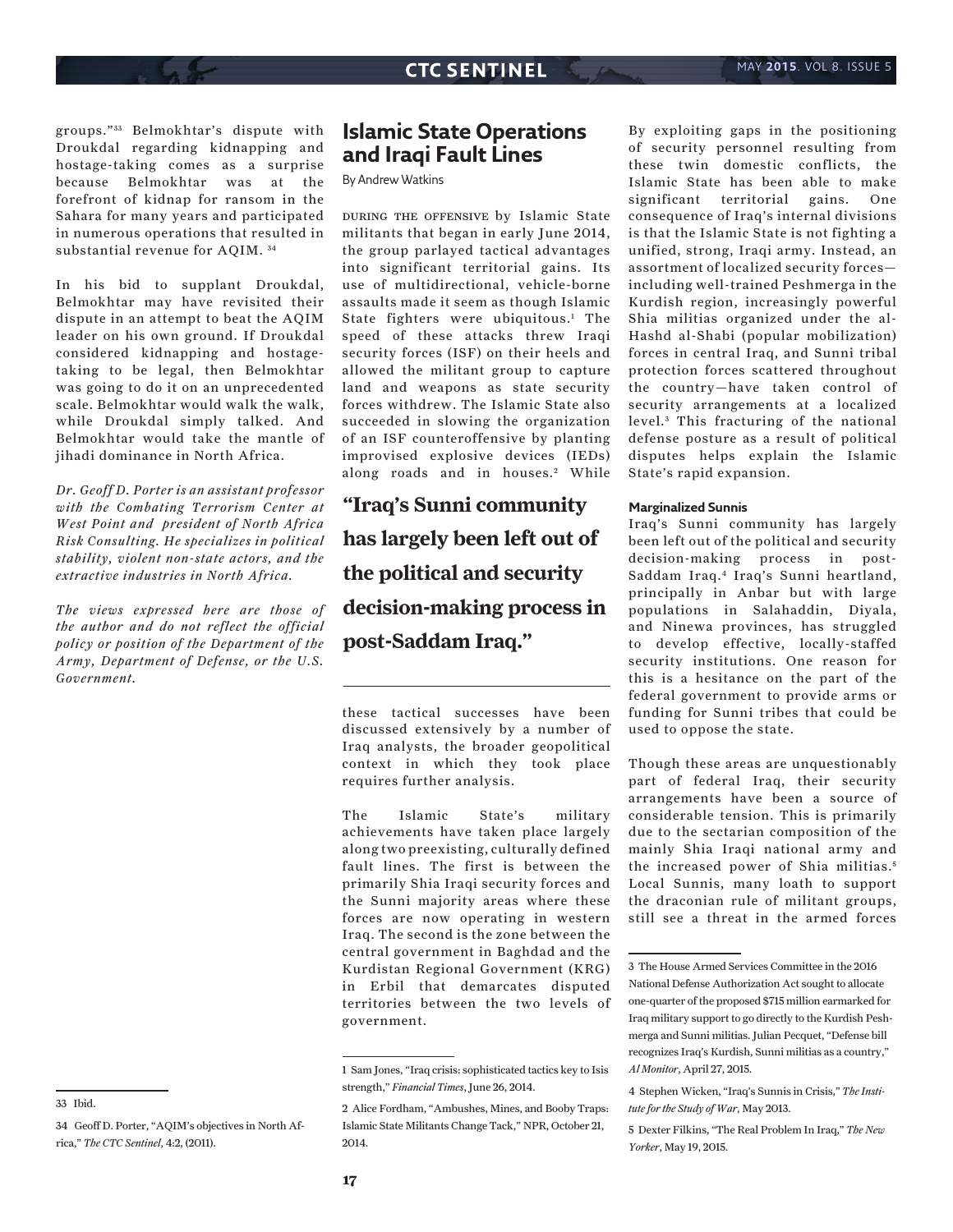groups."[33] Belmokhtar's dispute with Droukdal regarding kidnapping and hostage-taking comes as a surprise because Belmokhtar was at the forefront of kidnap for ransom in the Sahara for many years and participated in numerous operations that resulted in substantial revenue for AQIM.[34]

In his bid to supplant Droukdal, Belmokhtar may have revisited their dispute in an attempt to beat the AQIM leader on his own ground. If Droukdal considered kidnapping and hostage-taking to be legal, then Belmokhtar was going to do it on an unprecedented scale. Belmokhtar would walk the walk, while Droukdal simply talked. And Belmokhtar would take the mantle of jihadi dominance in North Africa.

*Dr. Geoff D. Porter is an assistant professor with the Combating Terrorism Center at West Point and president of North Africa Risk Consulting. He specializes in political stability, violent non-state actors, and the extractive industries in North Africa.*

*The views expressed here are those of the author and do not reflect the official policy or position of the Department of the Army, Department of Defense, or the U.S. Government.*

33 Ibid.

34 Geoff D. Porter, "AQIM's objectives in North Africa," *The CTC Sentinel*, 4:2, (2011).

# Islamic State Operations and Iraqi Fault Lines

By Andrew Watkins

During the offensive by Islamic State militants that began in early June 2014, the group parlayed tactical advantages into significant territorial gains. Its use of multidirectional, vehicle-borne assaults made it seem as though Islamic State fighters were ubiquitous.[1] The speed of these attacks threw Iraqi security forces (ISF) on their heels and allowed the militant group to capture land and weapons as state security forces withdrew. The Islamic State also succeeded in slowing the organization of an ISF counteroffensive by planting improvised explosive devices (IEDs) along roads and in houses.[2] While these tactical successes have been discussed extensively by a number of Iraq analysts, the broader geopolitical context in which they took place requires further analysis.

**"Iraq's Sunni community has largely been left out of the political and security decision-making process in post-Saddam Iraq."**

The Islamic State's military achievements have taken place largely along two preexisting, culturally defined fault lines. The first is between the primarily Shia Iraqi security forces and the Sunni majority areas where these forces are now operating in western Iraq. The second is the zone between the central government in Baghdad and the Kurdistan Regional Government (KRG) in Erbil that demarcates disputed territories between the two levels of government.

By exploiting gaps in the positioning of security personnel resulting from these twin domestic conflicts, the Islamic State has been able to make significant territorial gains. One consequence of Iraq's internal divisions is that the Islamic State is not fighting a unified, strong, Iraqi army. Instead, an assortment of localized security forces—including well-trained Peshmerga in the Kurdish region, increasingly powerful Shia militias organized under the al-Hashd al-Shabi (popular mobilization) forces in central Iraq, and Sunni tribal protection forces scattered throughout the country—have taken control of security arrangements at a localized level.[3] This fracturing of the national defense posture as a result of political disputes helps explain the Islamic State's rapid expansion.

### Marginalized Sunnis

Iraq's Sunni community has largely been left out of the political and security decision-making process in post-Saddam Iraq.[4] Iraq's Sunni heartland, principally in Anbar but with large populations in Salahaddin, Diyala, and Ninewa provinces, has struggled to develop effective, locally-staffed security institutions. One reason for this is a hesitance on the part of the federal government to provide arms or funding for Sunni tribes that could be used to oppose the state.

Though these areas are unquestionably part of federal Iraq, their security arrangements have been a source of considerable tension. This is primarily due to the sectarian composition of the mainly Shia Iraqi national army and the increased power of Shia militias.[5] Local Sunnis, many loath to support the draconian rule of militant groups, still see a threat in the armed forces

1 Sam Jones, "Iraq crisis: sophisticated tactics key to Isis strength," *Financial Times*, June 26, 2014.

2 Alice Fordham, "Ambushes, Mines, and Booby Traps: Islamic State Militants Change Tack," NPR, October 21, 2014.

3 The House Armed Services Committee in the 2016 National Defense Authorization Act sought to allocate one-quarter of the proposed $715 million earmarked for Iraq military support to go directly to the Kurdish Peshmerga and Sunni militias. Julian Pecquet, "Defense bill recognizes Iraq's Kurdish, Sunni militias as a country," *Al Monitor*, April 27, 2015.

4 Stephen Wicken, "Iraq's Sunnis in Crisis," *The Institute for the Study of War*, May 2013.

5 Dexter Filkins, "The Real Problem In Iraq," *The New Yorker*, May 19, 2015.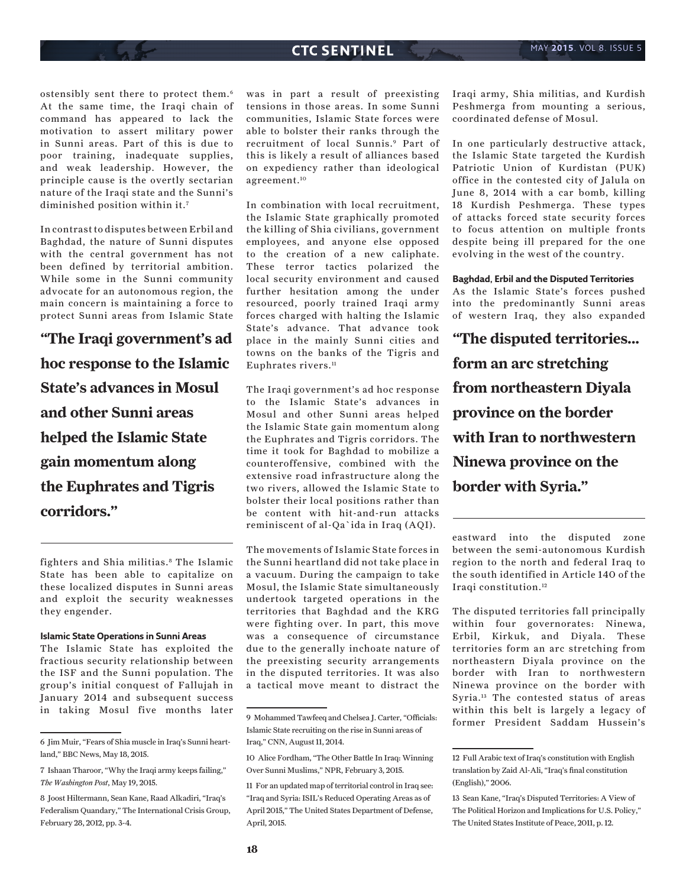ostensibly sent there to protect them.[6] At the same time, the Iraqi chain of command has appeared to lack the motivation to assert military power in Sunni areas. Part of this is due to poor training, inadequate supplies, and weak leadership. However, the principle cause is the overtly sectarian nature of the Iraqi state and the Sunni's diminished position within it.[7]

In contrast to disputes between Erbil and Baghdad, the nature of Sunni disputes with the central government has not been defined by territorial ambition. While some in the Sunni community advocate for an autonomous region, the main concern is maintaining a force to protect Sunni areas from Islamic State fighters and Shia militias.[8] The Islamic State has been able to capitalize on these localized disputes in Sunni areas and exploit the security weaknesses they engender.

**"The Iraqi government's ad hoc response to the Islamic State's advances in Mosul and other Sunni areas helped the Islamic State gain momentum along the Euphrates and Tigris corridors."**

#### Islamic State Operations in Sunni Areas

The Islamic State has exploited the fractious security relationship between the ISF and the Sunni population. The group's initial conquest of Fallujah in January 2014 and subsequent success in taking Mosul five months later was in part a result of preexisting tensions in those areas. In some Sunni communities, Islamic State forces were able to bolster their ranks through the recruitment of local Sunnis.[9] Part of this is likely a result of alliances based on expediency rather than ideological agreement.[10]

In combination with local recruitment, the Islamic State graphically promoted the killing of Shia civilians, government employees, and anyone else opposed to the creation of a new caliphate. These terror tactics polarized the local security environment and caused further hesitation among the under resourced, poorly trained Iraqi army forces charged with halting the Islamic State's advance. That advance took place in the mainly Sunni cities and towns on the banks of the Tigris and Euphrates rivers.[11]

The Iraqi government's ad hoc response to the Islamic State's advances in Mosul and other Sunni areas helped the Islamic State gain momentum along the Euphrates and Tigris corridors. The time it took for Baghdad to mobilize a counteroffensive, combined with the extensive road infrastructure along the two rivers, allowed the Islamic State to bolster their local positions rather than be content with hit-and-run attacks reminiscent of al-Qa`ida in Iraq (AQI).

The movements of Islamic State forces in the Sunni heartland did not take place in a vacuum. During the campaign to take Mosul, the Islamic State simultaneously undertook targeted operations in the territories that Baghdad and the KRG were fighting over. In part, this move was a consequence of circumstance due to the generally inchoate nature of the preexisting security arrangements in the disputed territories. It was also a tactical move meant to distract the Iraqi army, Shia militias, and Kurdish Peshmerga from mounting a serious, coordinated defense of Mosul.

In one particularly destructive attack, the Islamic State targeted the Kurdish Patriotic Union of Kurdistan (PUK) office in the contested city of Jalula on June 8, 2014 with a car bomb, killing 18 Kurdish Peshmerga. These types of attacks forced state security forces to focus attention on multiple fronts despite being ill prepared for the one evolving in the west of the country.

#### Baghdad, Erbil and the Disputed Territories

As the Islamic State's forces pushed into the predominantly Sunni areas of western Iraq, they also expanded eastward into the disputed zone between the semi-autonomous Kurdish region to the north and federal Iraq to the south identified in Article 140 of the Iraqi constitution.[12]

**"The disputed territories... form an arc stretching from northeastern Diyala province on the border with Iran to northwestern Ninewa province on the border with Syria."**

The disputed territories fall principally within four governorates: Ninewa, Erbil, Kirkuk, and Diyala. These territories form an arc stretching from northeastern Diyala province on the border with Iran to northwestern Ninewa province on the border with Syria.[13] The contested status of areas within this belt is largely a legacy of former President Saddam Hussein's

---

6 Jim Muir, "Fears of Shia muscle in Iraq's Sunni heartland," BBC News, May 18, 2015.

7 Ishaan Tharoor, "Why the Iraqi army keeps failing," *The Washington Post*, May 19, 2015.

8 Joost Hiltermann, Sean Kane, Raad Alkadiri, "Iraq's Federalism Quandary," The International Crisis Group, February 28, 2012, pp. 3-4.

9 Mohammed Tawfeeq and Chelsea J. Carter, "Officials: Islamic State recruiting on the rise in Sunni areas of Iraq," CNN, August 11, 2014.

10 Alice Fordham, "The Other Battle In Iraq: Winning Over Sunni Muslims," NPR, February 3, 2015.

11 For an updated map of territorial control in Iraq see: "Iraq and Syria: ISIL's Reduced Operating Areas as of April 2015," The United States Department of Defense, April, 2015.

12 Full Arabic text of Iraq's constitution with English translation by Zaid Al-Ali, "Iraq's final constitution (English)," 2006.

13 Sean Kane, "Iraq's Disputed Territories: A View of The Political Horizon and Implications for U.S. Policy," The United States Institute of Peace, 2011, p. 12.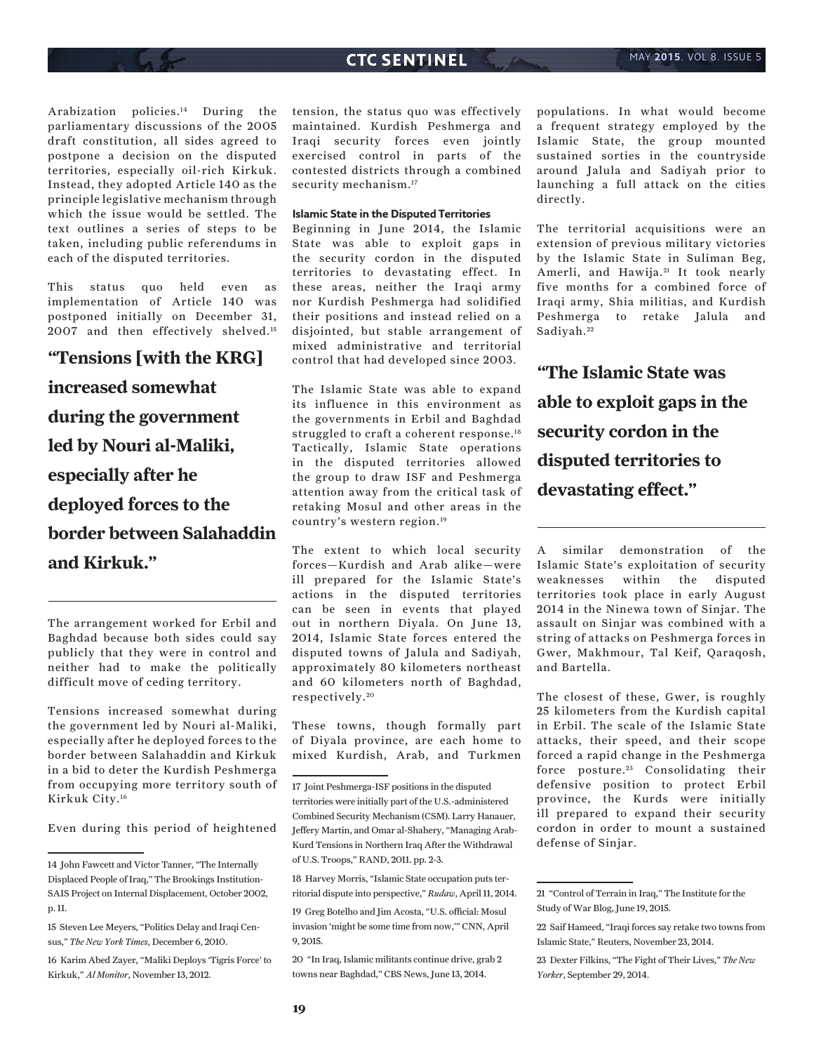Arabization policies.[14] During the parliamentary discussions of the 2005 draft constitution, all sides agreed to postpone a decision on the disputed territories, especially oil-rich Kirkuk. Instead, they adopted Article 140 as the principle legislative mechanism through which the issue would be settled. The text outlines a series of steps to be taken, including public referendums in each of the disputed territories.

This status quo held even as implementation of Article 140 was postponed initially on December 31, 2007 and then effectively shelved.[15]

> **"Tensions [with the KRG] increased somewhat during the government led by Nouri al-Maliki, especially after he deployed forces to the border between Salahaddin and Kirkuk."**

The arrangement worked for Erbil and Baghdad because both sides could say publicly that they were in control and neither had to make the politically difficult move of ceding territory.

Tensions increased somewhat during the government led by Nouri al-Maliki, especially after he deployed forces to the border between Salahaddin and Kirkuk in a bid to deter the Kurdish Peshmerga from occupying more territory south of Kirkuk City.[16]

Even during this period of heightened tension, the status quo was effectively maintained. Kurdish Peshmerga and Iraqi security forces even jointly exercised control in parts of the contested districts through a combined security mechanism.[17]

### Islamic State in the Disputed Territories

Beginning in June 2014, the Islamic State was able to exploit gaps in the security cordon in the disputed territories to devastating effect. In these areas, neither the Iraqi army nor Kurdish Peshmerga had solidified their positions and instead relied on a disjointed, but stable arrangement of mixed administrative and territorial control that had developed since 2003.

The Islamic State was able to expand its influence in this environment as the governments in Erbil and Baghdad struggled to craft a coherent response.[18] Tactically, Islamic State operations in the disputed territories allowed the group to draw ISF and Peshmerga attention away from the critical task of retaking Mosul and other areas in the country's western region.[19]

The extent to which local security forces—Kurdish and Arab alike—were ill prepared for the Islamic State's actions in the disputed territories can be seen in events that played out in northern Diyala. On June 13, 2014, Islamic State forces entered the disputed towns of Jalula and Sadiyah, approximately 80 kilometers northeast and 60 kilometers north of Baghdad, respectively.[20]

These towns, though formally part of Diyala province, are each home to mixed Kurdish, Arab, and Turkmen populations. In what would become a frequent strategy employed by the Islamic State, the group mounted sustained sorties in the countryside around Jalula and Sadiyah prior to launching a full attack on the cities directly.

The territorial acquisitions were an extension of previous military victories by the Islamic State in Suliman Beg, Amerli, and Hawija.[21] It took nearly five months for a combined force of Iraqi army, Shia militias, and Kurdish Peshmerga to retake Jalula and Sadiyah.[22]

> **"The Islamic State was able to exploit gaps in the security cordon in the disputed territories to devastating effect."**

A similar demonstration of the Islamic State's exploitation of security weaknesses within the disputed territories took place in early August 2014 in the Ninewa town of Sinjar. The assault on Sinjar was combined with a string of attacks on Peshmerga forces in Gwer, Makhmour, Tal Keif, Qaraqosh, and Bartella.

The closest of these, Gwer, is roughly 25 kilometers from the Kurdish capital in Erbil. The scale of the Islamic State attacks, their speed, and their scope forced a rapid change in the Peshmerga force posture.[23] Consolidating their defensive position to protect Erbil province, the Kurds were initially ill prepared to expand their security cordon in order to mount a sustained defense of Sinjar.

---

14 John Fawcett and Victor Tanner, "The Internally Displaced People of Iraq," The Brookings Institution-SAIS Project on Internal Displacement, October 2002, p. 11.

15 Steven Lee Meyers, "Politics Delay and Iraqi Census," *The New York Times*, December 6, 2010.

16 Karim Abed Zayer, "Maliki Deploys 'Tigris Force' to Kirkuk," *Al Monitor*, November 13, 2012.

17 Joint Peshmerga-ISF positions in the disputed territories were initially part of the U.S.-administered Combined Security Mechanism (CSM). Larry Hanauer, Jeffery Martin, and Omar al-Shahery, "Managing Arab-Kurd Tensions in Northern Iraq After the Withdrawal of U.S. Troops," RAND, 2011. pp. 2-3.

18 Harvey Morris, "Islamic State occupation puts territorial dispute into perspective," *Rudaw*, April 11, 2014.

19 Greg Botelho and Jim Acosta, "U.S. official: Mosul invasion 'might be some time from now,'" CNN, April 9, 2015.

20 "In Iraq, Islamic militants continue drive, grab 2 towns near Baghdad," CBS News, June 13, 2014.

21 "Control of Terrain in Iraq," The Institute for the Study of War Blog, June 19, 2015.

22 Saif Hameed, "Iraqi forces say retake two towns from Islamic State," Reuters, November 23, 2014.

23 Dexter Filkins, "The Fight of Their Lives," *The New Yorker*, September 29, 2014.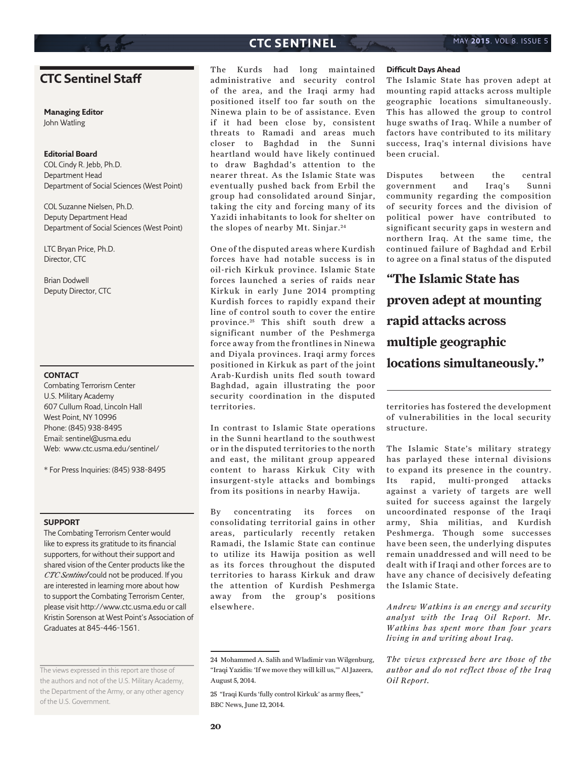## CTC Sentinel Staff

**Managing Editor**
John Watling

**Editorial Board**
COL Cindy R. Jebb, Ph.D.
Department Head
Department of Social Sciences (West Point)

COL Suzanne Nielsen, Ph.D.
Deputy Department Head
Department of Social Sciences (West Point)

LTC Bryan Price, Ph.D.
Director, CTC

Brian Dodwell
Deputy Director, CTC

**CONTACT**
Combating Terrorism Center
U.S. Military Academy
607 Cullum Road, Lincoln Hall
West Point, NY 10996
Phone: (845) 938-8495
Email: sentinel@usma.edu
Web: www.ctc.usma.edu/sentinel/

\* For Press Inquiries: (845) 938-8495

**SUPPORT**
The Combating Terrorism Center would like to express its gratitude to its financial supporters, for without their support and shared vision of the Center products like the *CTC Sentinel* could not be produced. If you are interested in learning more about how to support the Combating Terrorism Center, please visit http://www.ctc.usma.edu or call Kristin Sorenson at West Point's Association of Graduates at 845-446-1561.

The views expressed in this report are those of the authors and not of the U.S. Military Academy, the Department of the Army, or any other agency of the U.S. Government.

The Kurds had long maintained administrative and security control of the area, and the Iraqi army had positioned itself too far south on the Ninewa plain to be of assistance. Even if it had been close by, consistent threats to Ramadi and areas much closer to Baghdad in the Sunni heartland would have likely continued to draw Baghdad's attention to the nearer threat. As the Islamic State was eventually pushed back from Erbil the group had consolidated around Sinjar, taking the city and forcing many of its Yazidi inhabitants to look for shelter on the slopes of nearby Mt. Sinjar.[24]

One of the disputed areas where Kurdish forces have had notable success is in oil-rich Kirkuk province. Islamic State forces launched a series of raids near Kirkuk in early June 2014 prompting Kurdish forces to rapidly expand their line of control south to cover the entire province.[25] This shift south drew a significant number of the Peshmerga force away from the frontlines in Ninewa and Diyala provinces. Iraqi army forces positioned in Kirkuk as part of the joint Arab-Kurdish units fled south toward Baghdad, again illustrating the poor security coordination in the disputed territories.

In contrast to Islamic State operations in the Sunni heartland to the southwest or in the disputed territories to the north and east, the militant group appeared content to harass Kirkuk City with insurgent-style attacks and bombings from its positions in nearby Hawija.

By concentrating its forces on consolidating territorial gains in other areas, particularly recently retaken Ramadi, the Islamic State can continue to utilize its Hawija position as well as its forces throughout the disputed territories to harass Kirkuk and draw the attention of Kurdish Peshmerga away from the group's positions elsewhere.

### Difficult Days Ahead

The Islamic State has proven adept at mounting rapid attacks across multiple geographic locations simultaneously. This has allowed the group to control huge swaths of Iraq. While a number of factors have contributed to its military success, Iraq's internal divisions have been crucial.

Disputes between the central government and Iraq's Sunni community regarding the composition of security forces and the division of political power have contributed to significant security gaps in western and northern Iraq. At the same time, the continued failure of Baghdad and Erbil to agree on a final status of the disputed territories has fostered the development of vulnerabilities in the local security structure.

**"The Islamic State has proven adept at mounting rapid attacks across multiple geographic locations simultaneously."**

The Islamic State's military strategy has parlayed these internal divisions to expand its presence in the country. Its rapid, multi-pronged attacks against a variety of targets are well suited for success against the largely uncoordinated response of the Iraqi army, Shia militias, and Kurdish Peshmerga. Though some successes have been seen, the underlying disputes remain unaddressed and will need to be dealt with if Iraqi and other forces are to have any chance of decisively defeating the Islamic State.

*Andrew Watkins is an energy and security analyst with the Iraq Oil Report. Mr. Watkins has spent more than four years living in and writing about Iraq.*

*The views expressed here are those of the author and do not reflect those of the Iraq Oil Report.*

---

24 Mohammed A. Salih and Wladimir van Wilgenburg, "Iraqi Yazidis: 'If we move they will kill us,'" Al Jazeera, August 5, 2014.

25 "Iraqi Kurds 'fully control Kirkuk' as army flees," BBC News, June 12, 2014.